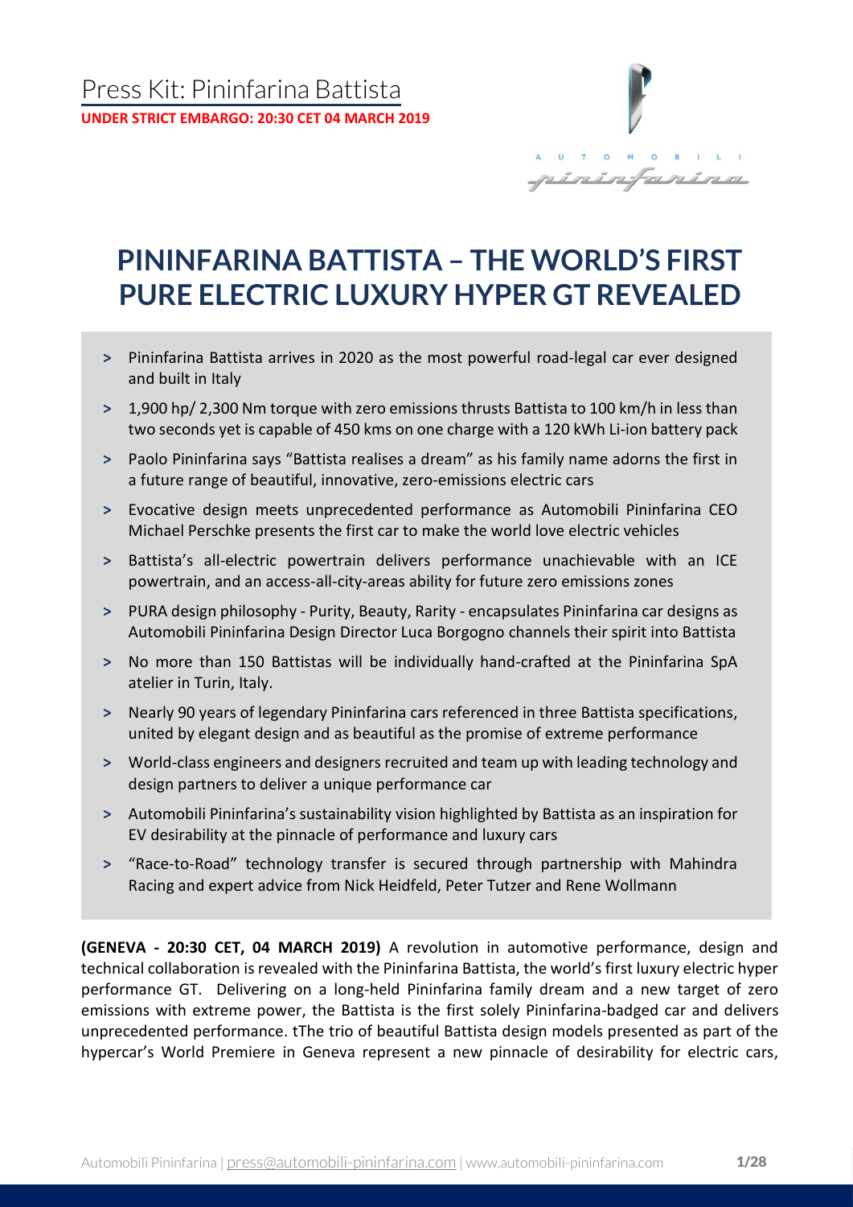Press Kit: Pininfarina Battista

**UNDER STRICT EMBARGO: 20:30 CET 04 MARCH 2019**

AUTOMOBILI pininfarina

# PININFARINA BATTISTA – THE WORLD'S FIRST PURE ELECTRIC LUXURY HYPER GT REVEALED

- Pininfarina Battista arrives in 2020 as the most powerful road-legal car ever designed and built in Italy
- 1,900 hp/ 2,300 Nm torque with zero emissions thrusts Battista to 100 km/h in less than two seconds yet is capable of 450 kms on one charge with a 120 kWh Li-ion battery pack
- Paolo Pininfarina says "Battista realises a dream" as his family name adorns the first in a future range of beautiful, innovative, zero-emissions electric cars
- Evocative design meets unprecedented performance as Automobili Pininfarina CEO Michael Perschke presents the first car to make the world love electric vehicles
- Battista's all-electric powertrain delivers performance unachievable with an ICE powertrain, and an access-all-city-areas ability for future zero emissions zones
- PURA design philosophy - Purity, Beauty, Rarity - encapsulates Pininfarina car designs as Automobili Pininfarina Design Director Luca Borgogno channels their spirit into Battista
- No more than 150 Battistas will be individually hand-crafted at the Pininfarina SpA atelier in Turin, Italy.
- Nearly 90 years of legendary Pininfarina cars referenced in three Battista specifications, united by elegant design and as beautiful as the promise of extreme performance
- World-class engineers and designers recruited and team up with leading technology and design partners to deliver a unique performance car
- Automobili Pininfarina's sustainability vision highlighted by Battista as an inspiration for EV desirability at the pinnacle of performance and luxury cars
- "Race-to-Road" technology transfer is secured through partnership with Mahindra Racing and expert advice from Nick Heidfeld, Peter Tutzer and Rene Wollmann

**(GENEVA - 20:30 CET, 04 MARCH 2019)** A revolution in automotive performance, design and technical collaboration is revealed with the Pininfarina Battista, the world's first luxury electric hyper performance GT. Delivering on a long-held Pininfarina family dream and a new target of zero emissions with extreme power, the Battista is the first solely Pininfarina-badged car and delivers unprecedented performance. tThe trio of beautiful Battista design models presented as part of the hypercar's World Premiere in Geneva represent a new pinnacle of desirability for electric cars,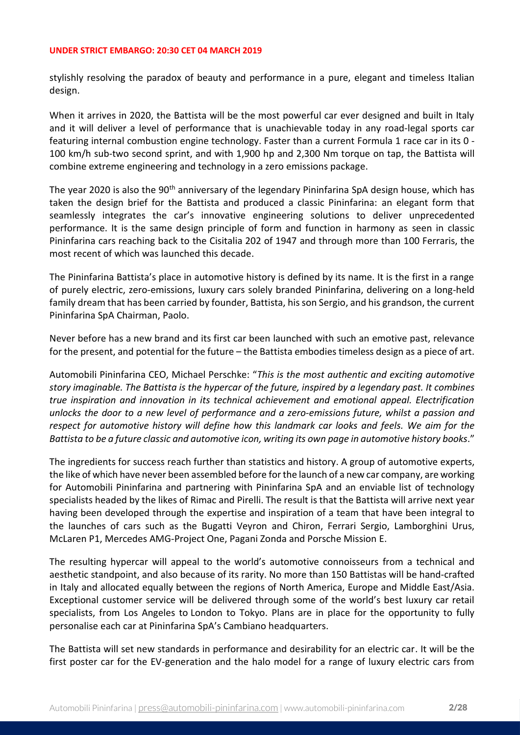**UNDER STRICT EMBARGO: 20:30 CET 04 MARCH 2019**

stylishly resolving the paradox of beauty and performance in a pure, elegant and timeless Italian design.

When it arrives in 2020, the Battista will be the most powerful car ever designed and built in Italy and it will deliver a level of performance that is unachievable today in any road-legal sports car featuring internal combustion engine technology. Faster than a current Formula 1 race car in its 0 - 100 km/h sub-two second sprint, and with 1,900 hp and 2,300 Nm torque on tap, the Battista will combine extreme engineering and technology in a zero emissions package.

The year 2020 is also the 90th anniversary of the legendary Pininfarina SpA design house, which has taken the design brief for the Battista and produced a classic Pininfarina: an elegant form that seamlessly integrates the car's innovative engineering solutions to deliver unprecedented performance. It is the same design principle of form and function in harmony as seen in classic Pininfarina cars reaching back to the Cisitalia 202 of 1947 and through more than 100 Ferraris, the most recent of which was launched this decade.

The Pininfarina Battista's place in automotive history is defined by its name. It is the first in a range of purely electric, zero-emissions, luxury cars solely branded Pininfarina, delivering on a long-held family dream that has been carried by founder, Battista, his son Sergio, and his grandson, the current Pininfarina SpA Chairman, Paolo.

Never before has a new brand and its first car been launched with such an emotive past, relevance for the present, and potential for the future – the Battista embodies timeless design as a piece of art.

Automobili Pininfarina CEO, Michael Perschke: "*This is the most authentic and exciting automotive story imaginable. The Battista is the hypercar of the future, inspired by a legendary past. It combines true inspiration and innovation in its technical achievement and emotional appeal. Electrification unlocks the door to a new level of performance and a zero-emissions future, whilst a passion and respect for automotive history will define how this landmark car looks and feels. We aim for the Battista to be a future classic and automotive icon, writing its own page in automotive history books*."

The ingredients for success reach further than statistics and history. A group of automotive experts, the like of which have never been assembled before for the launch of a new car company, are working for Automobili Pininfarina and partnering with Pininfarina SpA and an enviable list of technology specialists headed by the likes of Rimac and Pirelli. The result is that the Battista will arrive next year having been developed through the expertise and inspiration of a team that have been integral to the launches of cars such as the Bugatti Veyron and Chiron, Ferrari Sergio, Lamborghini Urus, McLaren P1, Mercedes AMG-Project One, Pagani Zonda and Porsche Mission E.

The resulting hypercar will appeal to the world's automotive connoisseurs from a technical and aesthetic standpoint, and also because of its rarity. No more than 150 Battistas will be hand-crafted in Italy and allocated equally between the regions of North America, Europe and Middle East/Asia. Exceptional customer service will be delivered through some of the world's best luxury car retail specialists, from Los Angeles to London to Tokyo. Plans are in place for the opportunity to fully personalise each car at Pininfarina SpA's Cambiano headquarters.

The Battista will set new standards in performance and desirability for an electric car. It will be the first poster car for the EV-generation and the halo model for a range of luxury electric cars from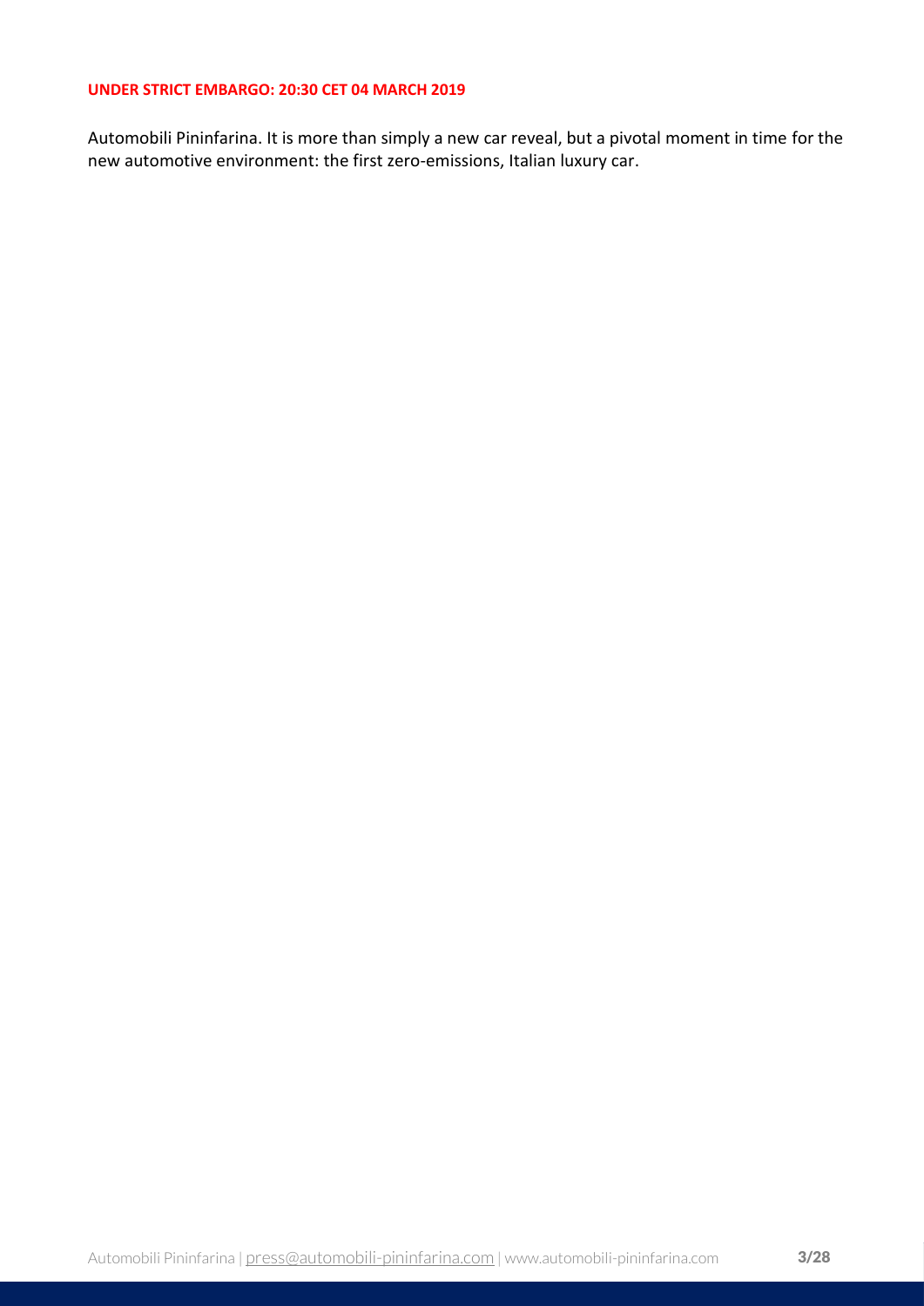Automobili Pininfarina. It is more than simply a new car reveal, but a pivotal moment in time for the new automotive environment: the first zero-emissions, Italian luxury car.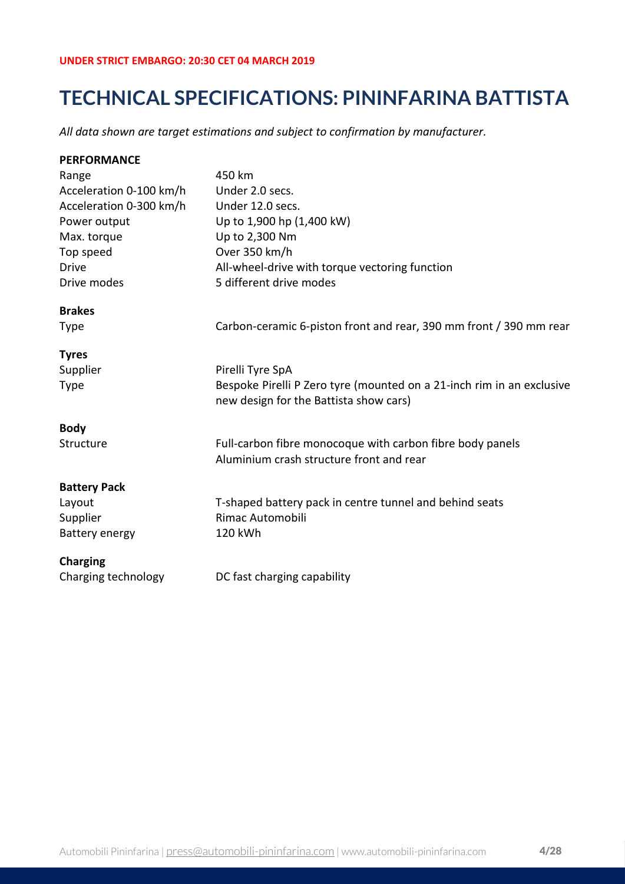**UNDER STRICT EMBARGO: 20:30 CET 04 MARCH 2019**

# TECHNICAL SPECIFICATIONS: PININFARINA BATTISTA

*All data shown are target estimations and subject to confirmation by manufacturer.*

**PERFORMANCE**

| | |
|---|---|
| Range | 450 km |
| Acceleration 0-100 km/h | Under 2.0 secs. |
| Acceleration 0-300 km/h | Under 12.0 secs. |
| Power output | Up to 1,900 hp (1,400 kW) |
| Max. torque | Up to 2,300 Nm |
| Top speed | Over 350 km/h |
| Drive | All-wheel-drive with torque vectoring function |
| Drive modes | 5 different drive modes |

**Brakes**

| | |
|---|---|
| Type | Carbon-ceramic 6-piston front and rear, 390 mm front / 390 mm rear |

**Tyres**

| | |
|---|---|
| Supplier | Pirelli Tyre SpA |
| Type | Bespoke Pirelli P Zero tyre (mounted on a 21-inch rim in an exclusive new design for the Battista show cars) |

**Body**

| | |
|---|---|
| Structure | Full-carbon fibre monocoque with carbon fibre body panels<br>Aluminium crash structure front and rear |

**Battery Pack**

| | |
|---|---|
| Layout | T-shaped battery pack in centre tunnel and behind seats |
| Supplier | Rimac Automobili |
| Battery energy | 120 kWh |

**Charging**

| | |
|---|---|
| Charging technology | DC fast charging capability |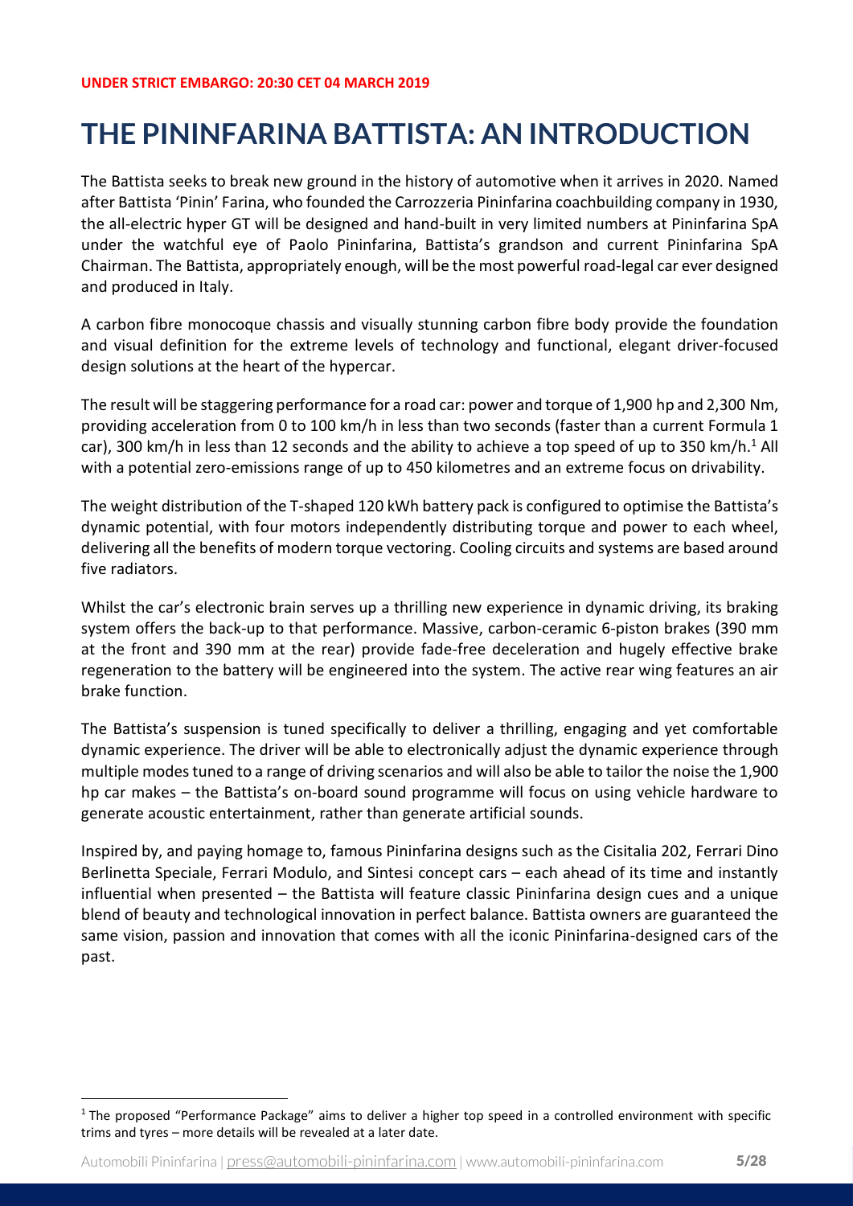**UNDER STRICT EMBARGO: 20:30 CET 04 MARCH 2019**

# THE PININFARINA BATTISTA: AN INTRODUCTION

The Battista seeks to break new ground in the history of automotive when it arrives in 2020. Named after Battista 'Pinin' Farina, who founded the Carrozzeria Pininfarina coachbuilding company in 1930, the all-electric hyper GT will be designed and hand-built in very limited numbers at Pininfarina SpA under the watchful eye of Paolo Pininfarina, Battista's grandson and current Pininfarina SpA Chairman. The Battista, appropriately enough, will be the most powerful road-legal car ever designed and produced in Italy.

A carbon fibre monocoque chassis and visually stunning carbon fibre body provide the foundation and visual definition for the extreme levels of technology and functional, elegant driver-focused design solutions at the heart of the hypercar.

The result will be staggering performance for a road car: power and torque of 1,900 hp and 2,300 Nm, providing acceleration from 0 to 100 km/h in less than two seconds (faster than a current Formula 1 car), 300 km/h in less than 12 seconds and the ability to achieve a top speed of up to 350 km/h.[1] All with a potential zero-emissions range of up to 450 kilometres and an extreme focus on drivability.

The weight distribution of the T-shaped 120 kWh battery pack is configured to optimise the Battista's dynamic potential, with four motors independently distributing torque and power to each wheel, delivering all the benefits of modern torque vectoring. Cooling circuits and systems are based around five radiators.

Whilst the car's electronic brain serves up a thrilling new experience in dynamic driving, its braking system offers the back-up to that performance. Massive, carbon-ceramic 6-piston brakes (390 mm at the front and 390 mm at the rear) provide fade-free deceleration and hugely effective brake regeneration to the battery will be engineered into the system. The active rear wing features an air brake function.

The Battista's suspension is tuned specifically to deliver a thrilling, engaging and yet comfortable dynamic experience. The driver will be able to electronically adjust the dynamic experience through multiple modes tuned to a range of driving scenarios and will also be able to tailor the noise the 1,900 hp car makes – the Battista's on-board sound programme will focus on using vehicle hardware to generate acoustic entertainment, rather than generate artificial sounds.

Inspired by, and paying homage to, famous Pininfarina designs such as the Cisitalia 202, Ferrari Dino Berlinetta Speciale, Ferrari Modulo, and Sintesi concept cars – each ahead of its time and instantly influential when presented – the Battista will feature classic Pininfarina design cues and a unique blend of beauty and technological innovation in perfect balance. Battista owners are guaranteed the same vision, passion and innovation that comes with all the iconic Pininfarina-designed cars of the past.

[1] The proposed "Performance Package" aims to deliver a higher top speed in a controlled environment with specific trims and tyres – more details will be revealed at a later date.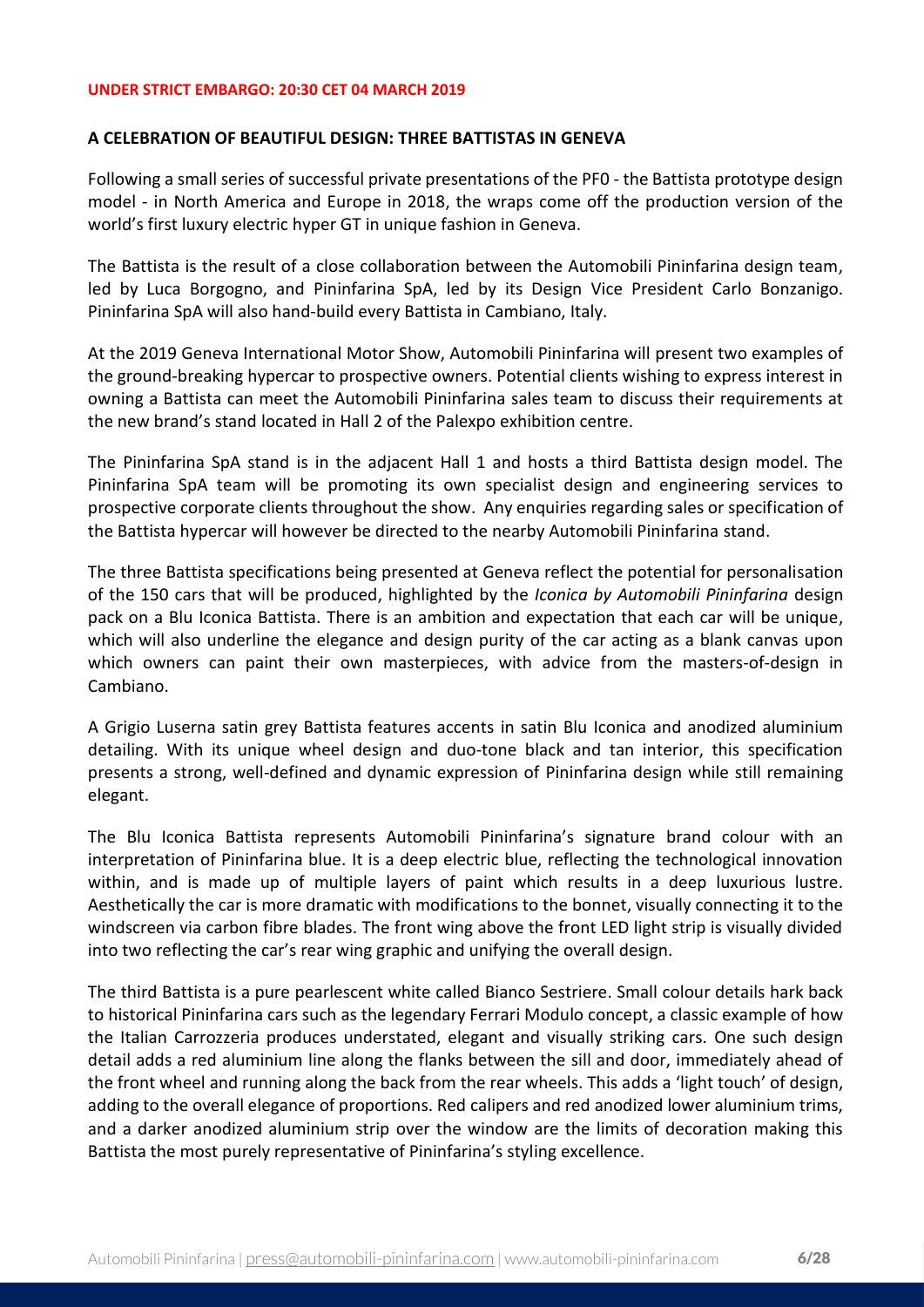**UNDER STRICT EMBARGO: 20:30 CET 04 MARCH 2019**

## A CELEBRATION OF BEAUTIFUL DESIGN: THREE BATTISTAS IN GENEVA

Following a small series of successful private presentations of the PF0 - the Battista prototype design model - in North America and Europe in 2018, the wraps come off the production version of the world's first luxury electric hyper GT in unique fashion in Geneva.

The Battista is the result of a close collaboration between the Automobili Pininfarina design team, led by Luca Borgogno, and Pininfarina SpA, led by its Design Vice President Carlo Bonzanigo. Pininfarina SpA will also hand-build every Battista in Cambiano, Italy.

At the 2019 Geneva International Motor Show, Automobili Pininfarina will present two examples of the ground-breaking hypercar to prospective owners. Potential clients wishing to express interest in owning a Battista can meet the Automobili Pininfarina sales team to discuss their requirements at the new brand's stand located in Hall 2 of the Palexpo exhibition centre.

The Pininfarina SpA stand is in the adjacent Hall 1 and hosts a third Battista design model. The Pininfarina SpA team will be promoting its own specialist design and engineering services to prospective corporate clients throughout the show. Any enquiries regarding sales or specification of the Battista hypercar will however be directed to the nearby Automobili Pininfarina stand.

The three Battista specifications being presented at Geneva reflect the potential for personalisation of the 150 cars that will be produced, highlighted by the *Iconica by Automobili Pininfarina* design pack on a Blu Iconica Battista. There is an ambition and expectation that each car will be unique, which will also underline the elegance and design purity of the car acting as a blank canvas upon which owners can paint their own masterpieces, with advice from the masters-of-design in Cambiano.

A Grigio Luserna satin grey Battista features accents in satin Blu Iconica and anodized aluminium detailing. With its unique wheel design and duo-tone black and tan interior, this specification presents a strong, well-defined and dynamic expression of Pininfarina design while still remaining elegant.

The Blu Iconica Battista represents Automobili Pininfarina's signature brand colour with an interpretation of Pininfarina blue. It is a deep electric blue, reflecting the technological innovation within, and is made up of multiple layers of paint which results in a deep luxurious lustre. Aesthetically the car is more dramatic with modifications to the bonnet, visually connecting it to the windscreen via carbon fibre blades. The front wing above the front LED light strip is visually divided into two reflecting the car's rear wing graphic and unifying the overall design.

The third Battista is a pure pearlescent white called Bianco Sestriere. Small colour details hark back to historical Pininfarina cars such as the legendary Ferrari Modulo concept, a classic example of how the Italian Carrozzeria produces understated, elegant and visually striking cars. One such design detail adds a red aluminium line along the flanks between the sill and door, immediately ahead of the front wheel and running along the back from the rear wheels. This adds a 'light touch' of design, adding to the overall elegance of proportions. Red calipers and red anodized lower aluminium trims, and a darker anodized aluminium strip over the window are the limits of decoration making this Battista the most purely representative of Pininfarina's styling excellence.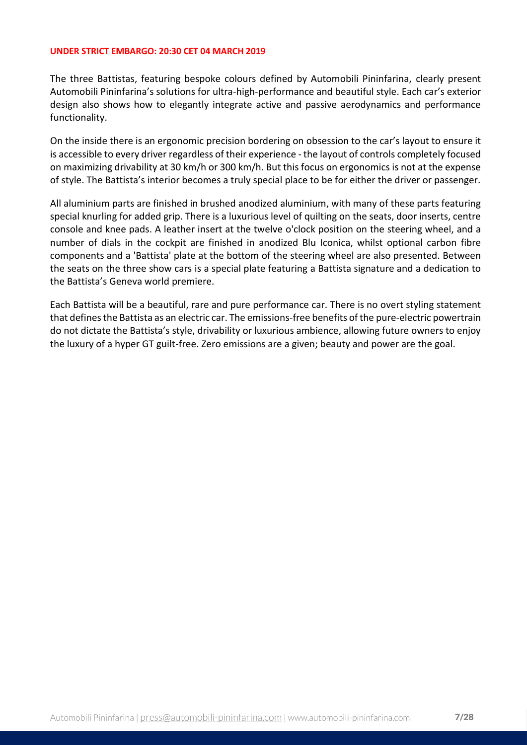**UNDER STRICT EMBARGO: 20:30 CET 04 MARCH 2019**

The three Battistas, featuring bespoke colours defined by Automobili Pininfarina, clearly present Automobili Pininfarina's solutions for ultra-high-performance and beautiful style. Each car's exterior design also shows how to elegantly integrate active and passive aerodynamics and performance functionality.

On the inside there is an ergonomic precision bordering on obsession to the car's layout to ensure it is accessible to every driver regardless of their experience - the layout of controls completely focused on maximizing drivability at 30 km/h or 300 km/h. But this focus on ergonomics is not at the expense of style. The Battista's interior becomes a truly special place to be for either the driver or passenger.

All aluminium parts are finished in brushed anodized aluminium, with many of these parts featuring special knurling for added grip. There is a luxurious level of quilting on the seats, door inserts, centre console and knee pads. A leather insert at the twelve o'clock position on the steering wheel, and a number of dials in the cockpit are finished in anodized Blu Iconica, whilst optional carbon fibre components and a 'Battista' plate at the bottom of the steering wheel are also presented. Between the seats on the three show cars is a special plate featuring a Battista signature and a dedication to the Battista's Geneva world premiere.

Each Battista will be a beautiful, rare and pure performance car. There is no overt styling statement that defines the Battista as an electric car. The emissions-free benefits of the pure-electric powertrain do not dictate the Battista's style, drivability or luxurious ambience, allowing future owners to enjoy the luxury of a hyper GT guilt-free. Zero emissions are a given; beauty and power are the goal.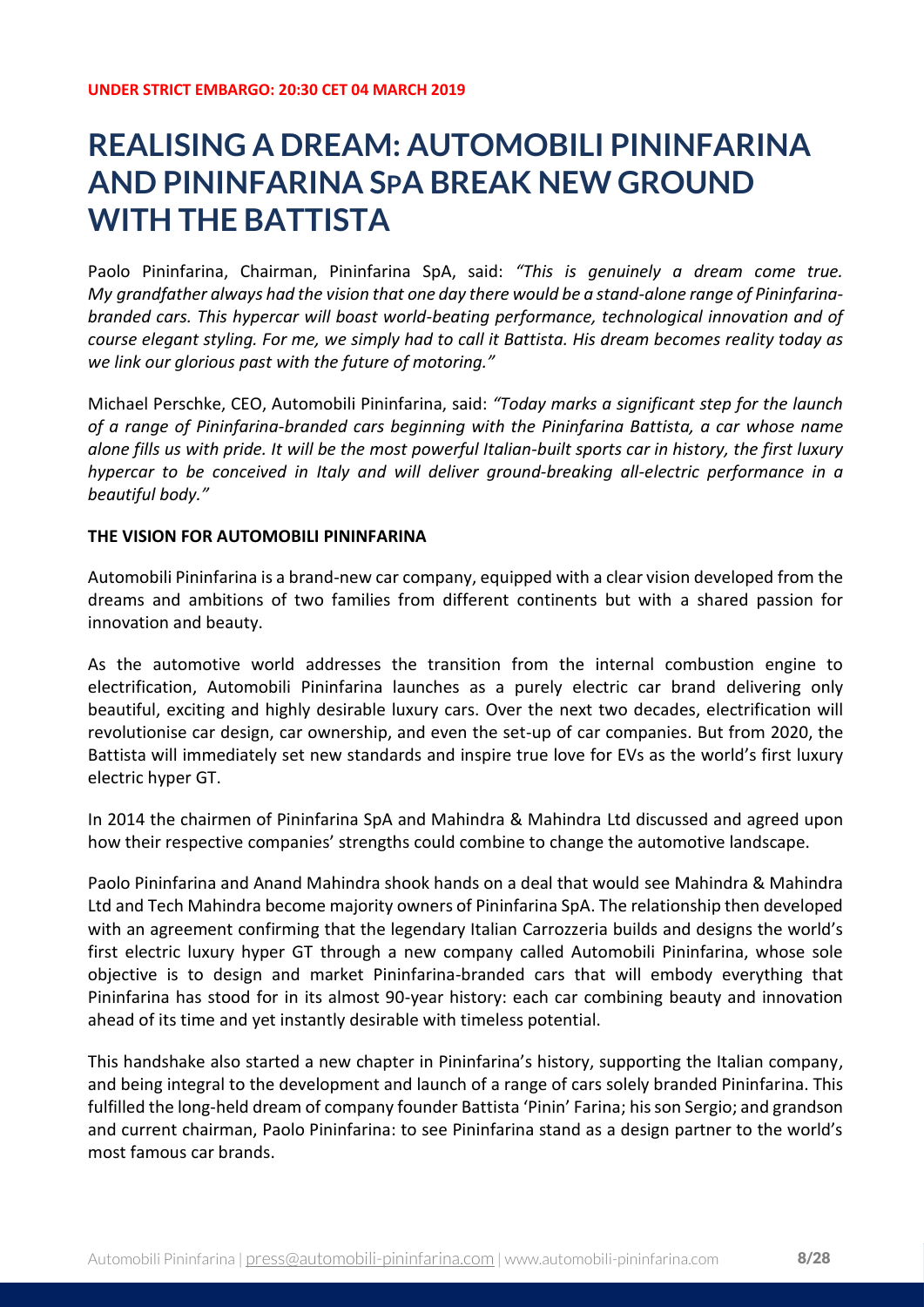**UNDER STRICT EMBARGO: 20:30 CET 04 MARCH 2019**

# REALISING A DREAM: AUTOMOBILI PININFARINA AND PININFARINA SPA BREAK NEW GROUND WITH THE BATTISTA

Paolo Pininfarina, Chairman, Pininfarina SpA, said: *"This is genuinely a dream come true. My grandfather always had the vision that one day there would be a stand-alone range of Pininfarina-branded cars. This hypercar will boast world-beating performance, technological innovation and of course elegant styling. For me, we simply had to call it Battista. His dream becomes reality today as we link our glorious past with the future of motoring."*

Michael Perschke, CEO, Automobili Pininfarina, said: *"Today marks a significant step for the launch of a range of Pininfarina-branded cars beginning with the Pininfarina Battista, a car whose name alone fills us with pride. It will be the most powerful Italian-built sports car in history, the first luxury hypercar to be conceived in Italy and will deliver ground-breaking all-electric performance in a beautiful body."*

**THE VISION FOR AUTOMOBILI PININFARINA**

Automobili Pininfarina is a brand-new car company, equipped with a clear vision developed from the dreams and ambitions of two families from different continents but with a shared passion for innovation and beauty.

As the automotive world addresses the transition from the internal combustion engine to electrification, Automobili Pininfarina launches as a purely electric car brand delivering only beautiful, exciting and highly desirable luxury cars. Over the next two decades, electrification will revolutionise car design, car ownership, and even the set-up of car companies. But from 2020, the Battista will immediately set new standards and inspire true love for EVs as the world's first luxury electric hyper GT.

In 2014 the chairmen of Pininfarina SpA and Mahindra & Mahindra Ltd discussed and agreed upon how their respective companies' strengths could combine to change the automotive landscape.

Paolo Pininfarina and Anand Mahindra shook hands on a deal that would see Mahindra & Mahindra Ltd and Tech Mahindra become majority owners of Pininfarina SpA. The relationship then developed with an agreement confirming that the legendary Italian Carrozzeria builds and designs the world's first electric luxury hyper GT through a new company called Automobili Pininfarina, whose sole objective is to design and market Pininfarina-branded cars that will embody everything that Pininfarina has stood for in its almost 90-year history: each car combining beauty and innovation ahead of its time and yet instantly desirable with timeless potential.

This handshake also started a new chapter in Pininfarina's history, supporting the Italian company, and being integral to the development and launch of a range of cars solely branded Pininfarina. This fulfilled the long-held dream of company founder Battista 'Pinin' Farina; his son Sergio; and grandson and current chairman, Paolo Pininfarina: to see Pininfarina stand as a design partner to the world's most famous car brands.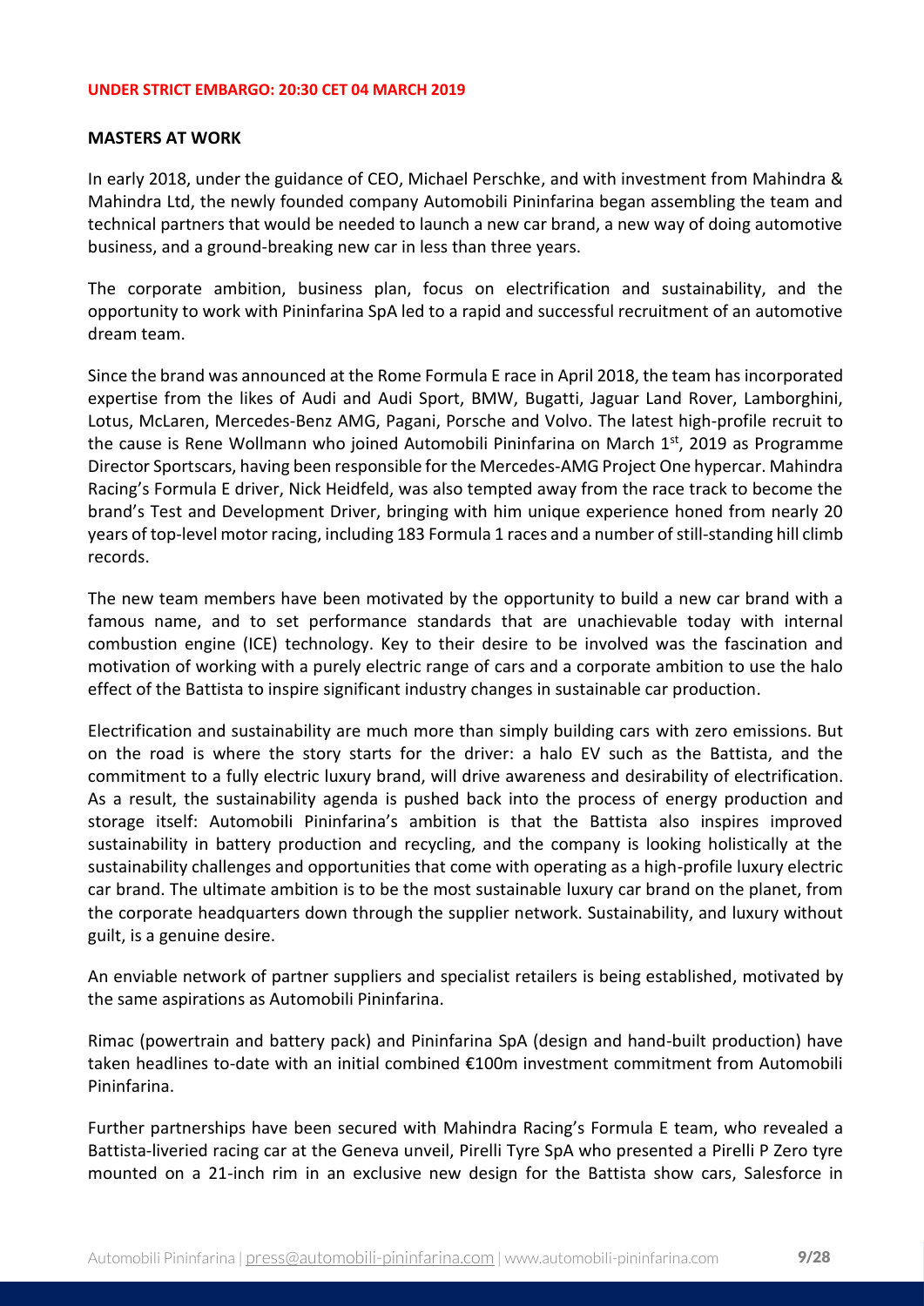**UNDER STRICT EMBARGO: 20:30 CET 04 MARCH 2019**

**MASTERS AT WORK**

In early 2018, under the guidance of CEO, Michael Perschke, and with investment from Mahindra & Mahindra Ltd, the newly founded company Automobili Pininfarina began assembling the team and technical partners that would be needed to launch a new car brand, a new way of doing automotive business, and a ground-breaking new car in less than three years.

The corporate ambition, business plan, focus on electrification and sustainability, and the opportunity to work with Pininfarina SpA led to a rapid and successful recruitment of an automotive dream team.

Since the brand was announced at the Rome Formula E race in April 2018, the team has incorporated expertise from the likes of Audi and Audi Sport, BMW, Bugatti, Jaguar Land Rover, Lamborghini, Lotus, McLaren, Mercedes-Benz AMG, Pagani, Porsche and Volvo. The latest high-profile recruit to the cause is Rene Wollmann who joined Automobili Pininfarina on March 1st, 2019 as Programme Director Sportscars, having been responsible for the Mercedes-AMG Project One hypercar. Mahindra Racing's Formula E driver, Nick Heidfeld, was also tempted away from the race track to become the brand's Test and Development Driver, bringing with him unique experience honed from nearly 20 years of top-level motor racing, including 183 Formula 1 races and a number of still-standing hill climb records.

The new team members have been motivated by the opportunity to build a new car brand with a famous name, and to set performance standards that are unachievable today with internal combustion engine (ICE) technology. Key to their desire to be involved was the fascination and motivation of working with a purely electric range of cars and a corporate ambition to use the halo effect of the Battista to inspire significant industry changes in sustainable car production.

Electrification and sustainability are much more than simply building cars with zero emissions. But on the road is where the story starts for the driver: a halo EV such as the Battista, and the commitment to a fully electric luxury brand, will drive awareness and desirability of electrification. As a result, the sustainability agenda is pushed back into the process of energy production and storage itself: Automobili Pininfarina's ambition is that the Battista also inspires improved sustainability in battery production and recycling, and the company is looking holistically at the sustainability challenges and opportunities that come with operating as a high-profile luxury electric car brand. The ultimate ambition is to be the most sustainable luxury car brand on the planet, from the corporate headquarters down through the supplier network. Sustainability, and luxury without guilt, is a genuine desire.

An enviable network of partner suppliers and specialist retailers is being established, motivated by the same aspirations as Automobili Pininfarina.

Rimac (powertrain and battery pack) and Pininfarina SpA (design and hand-built production) have taken headlines to-date with an initial combined €100m investment commitment from Automobili Pininfarina.

Further partnerships have been secured with Mahindra Racing's Formula E team, who revealed a Battista-liveried racing car at the Geneva unveil, Pirelli Tyre SpA who presented a Pirelli P Zero tyre mounted on a 21-inch rim in an exclusive new design for the Battista show cars, Salesforce in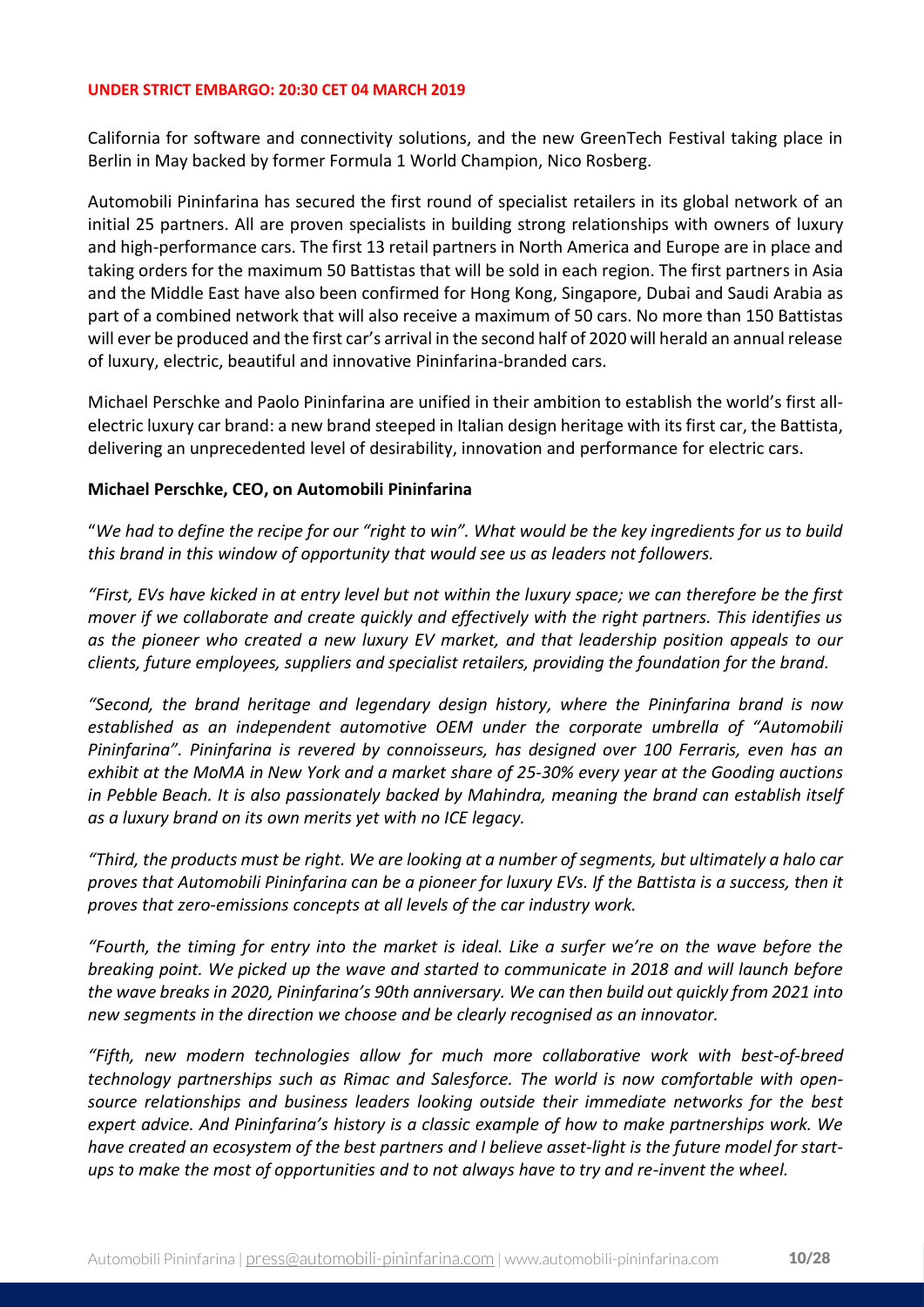**UNDER STRICT EMBARGO: 20:30 CET 04 MARCH 2019**

California for software and connectivity solutions, and the new GreenTech Festival taking place in Berlin in May backed by former Formula 1 World Champion, Nico Rosberg.

Automobili Pininfarina has secured the first round of specialist retailers in its global network of an initial 25 partners. All are proven specialists in building strong relationships with owners of luxury and high-performance cars. The first 13 retail partners in North America and Europe are in place and taking orders for the maximum 50 Battistas that will be sold in each region. The first partners in Asia and the Middle East have also been confirmed for Hong Kong, Singapore, Dubai and Saudi Arabia as part of a combined network that will also receive a maximum of 50 cars. No more than 150 Battistas will ever be produced and the first car's arrival in the second half of 2020 will herald an annual release of luxury, electric, beautiful and innovative Pininfarina-branded cars.

Michael Perschke and Paolo Pininfarina are unified in their ambition to establish the world's first all-electric luxury car brand: a new brand steeped in Italian design heritage with its first car, the Battista, delivering an unprecedented level of desirability, innovation and performance for electric cars.

**Michael Perschke, CEO, on Automobili Pininfarina**

"*We had to define the recipe for our "right to win". What would be the key ingredients for us to build this brand in this window of opportunity that would see us as leaders not followers.*

*"First, EVs have kicked in at entry level but not within the luxury space; we can therefore be the first mover if we collaborate and create quickly and effectively with the right partners. This identifies us as the pioneer who created a new luxury EV market, and that leadership position appeals to our clients, future employees, suppliers and specialist retailers, providing the foundation for the brand.*

*"Second, the brand heritage and legendary design history, where the Pininfarina brand is now established as an independent automotive OEM under the corporate umbrella of "Automobili Pininfarina". Pininfarina is revered by connoisseurs, has designed over 100 Ferraris, even has an exhibit at the MoMA in New York and a market share of 25-30% every year at the Gooding auctions in Pebble Beach. It is also passionately backed by Mahindra, meaning the brand can establish itself as a luxury brand on its own merits yet with no ICE legacy.*

*"Third, the products must be right. We are looking at a number of segments, but ultimately a halo car proves that Automobili Pininfarina can be a pioneer for luxury EVs. If the Battista is a success, then it proves that zero-emissions concepts at all levels of the car industry work.*

*"Fourth, the timing for entry into the market is ideal. Like a surfer we're on the wave before the breaking point. We picked up the wave and started to communicate in 2018 and will launch before the wave breaks in 2020, Pininfarina's 90th anniversary. We can then build out quickly from 2021 into new segments in the direction we choose and be clearly recognised as an innovator.*

*"Fifth, new modern technologies allow for much more collaborative work with best-of-breed technology partnerships such as Rimac and Salesforce. The world is now comfortable with open-source relationships and business leaders looking outside their immediate networks for the best expert advice. And Pininfarina's history is a classic example of how to make partnerships work. We have created an ecosystem of the best partners and I believe asset-light is the future model for start-ups to make the most of opportunities and to not always have to try and re-invent the wheel.*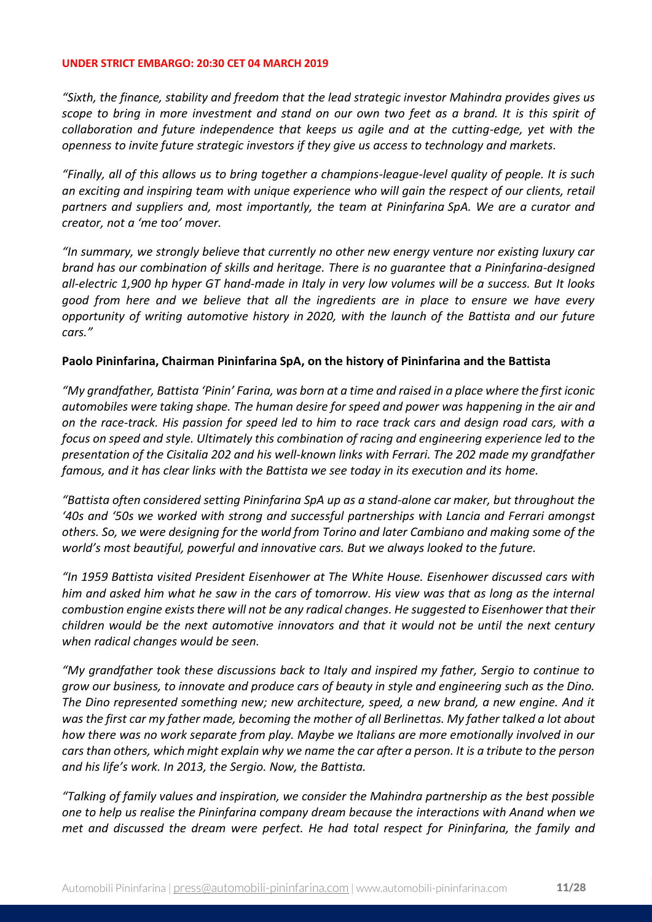**UNDER STRICT EMBARGO: 20:30 CET 04 MARCH 2019**

*"Sixth, the finance, stability and freedom that the lead strategic investor Mahindra provides gives us scope to bring in more investment and stand on our own two feet as a brand. It is this spirit of collaboration and future independence that keeps us agile and at the cutting-edge, yet with the openness to invite future strategic investors if they give us access to technology and markets.*

*"Finally, all of this allows us to bring together a champions-league-level quality of people. It is such an exciting and inspiring team with unique experience who will gain the respect of our clients, retail partners and suppliers and, most importantly, the team at Pininfarina SpA. We are a curator and creator, not a 'me too' mover.*

*"In summary, we strongly believe that currently no other new energy venture nor existing luxury car brand has our combination of skills and heritage. There is no guarantee that a Pininfarina-designed all-electric 1,900 hp hyper GT hand-made in Italy in very low volumes will be a success. But It looks good from here and we believe that all the ingredients are in place to ensure we have every opportunity of writing automotive history in 2020, with the launch of the Battista and our future cars."*

**Paolo Pininfarina, Chairman Pininfarina SpA, on the history of Pininfarina and the Battista**

*"My grandfather, Battista 'Pinin' Farina, was born at a time and raised in a place where the first iconic automobiles were taking shape. The human desire for speed and power was happening in the air and on the race-track. His passion for speed led to him to race track cars and design road cars, with a focus on speed and style. Ultimately this combination of racing and engineering experience led to the presentation of the Cisitalia 202 and his well-known links with Ferrari. The 202 made my grandfather famous, and it has clear links with the Battista we see today in its execution and its home.*

*"Battista often considered setting Pininfarina SpA up as a stand-alone car maker, but throughout the '40s and '50s we worked with strong and successful partnerships with Lancia and Ferrari amongst others. So, we were designing for the world from Torino and later Cambiano and making some of the world's most beautiful, powerful and innovative cars. But we always looked to the future.*

*"In 1959 Battista visited President Eisenhower at The White House. Eisenhower discussed cars with him and asked him what he saw in the cars of tomorrow. His view was that as long as the internal combustion engine exists there will not be any radical changes. He suggested to Eisenhower that their children would be the next automotive innovators and that it would not be until the next century when radical changes would be seen.*

*"My grandfather took these discussions back to Italy and inspired my father, Sergio to continue to grow our business, to innovate and produce cars of beauty in style and engineering such as the Dino. The Dino represented something new; new architecture, speed, a new brand, a new engine. And it was the first car my father made, becoming the mother of all Berlinettas. My father talked a lot about how there was no work separate from play. Maybe we Italians are more emotionally involved in our cars than others, which might explain why we name the car after a person. It is a tribute to the person and his life's work. In 2013, the Sergio. Now, the Battista.*

*"Talking of family values and inspiration, we consider the Mahindra partnership as the best possible one to help us realise the Pininfarina company dream because the interactions with Anand when we met and discussed the dream were perfect. He had total respect for Pininfarina, the family and*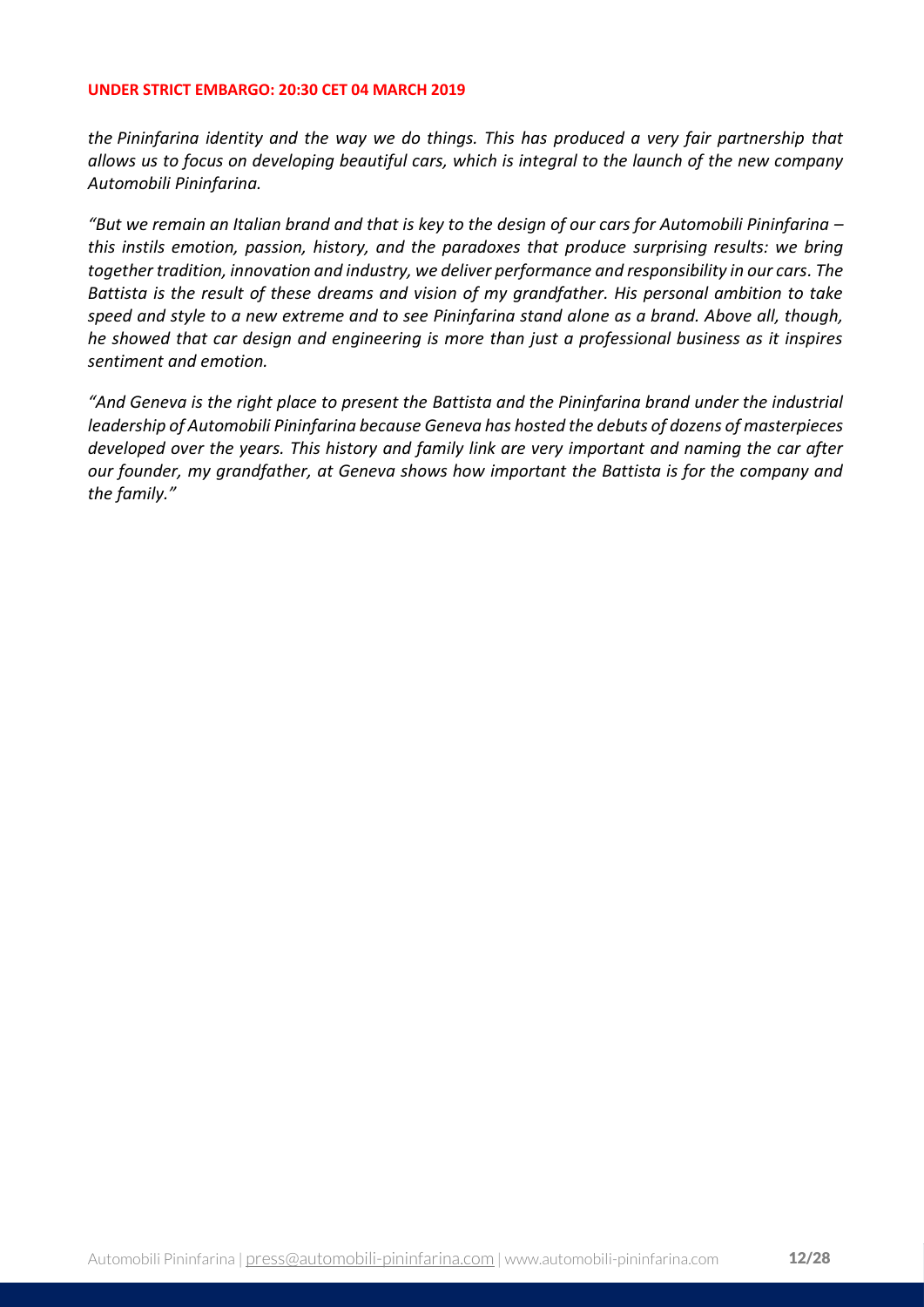*the Pininfarina identity and the way we do things. This has produced a very fair partnership that allows us to focus on developing beautiful cars, which is integral to the launch of the new company Automobili Pininfarina.*

*"But we remain an Italian brand and that is key to the design of our cars for Automobili Pininfarina – this instils emotion, passion, history, and the paradoxes that produce surprising results: we bring together tradition, innovation and industry, we deliver performance and responsibility in our cars. The Battista is the result of these dreams and vision of my grandfather. His personal ambition to take speed and style to a new extreme and to see Pininfarina stand alone as a brand. Above all, though, he showed that car design and engineering is more than just a professional business as it inspires sentiment and emotion.*

*"And Geneva is the right place to present the Battista and the Pininfarina brand under the industrial leadership of Automobili Pininfarina because Geneva has hosted the debuts of dozens of masterpieces developed over the years. This history and family link are very important and naming the car after our founder, my grandfather, at Geneva shows how important the Battista is for the company and the family."*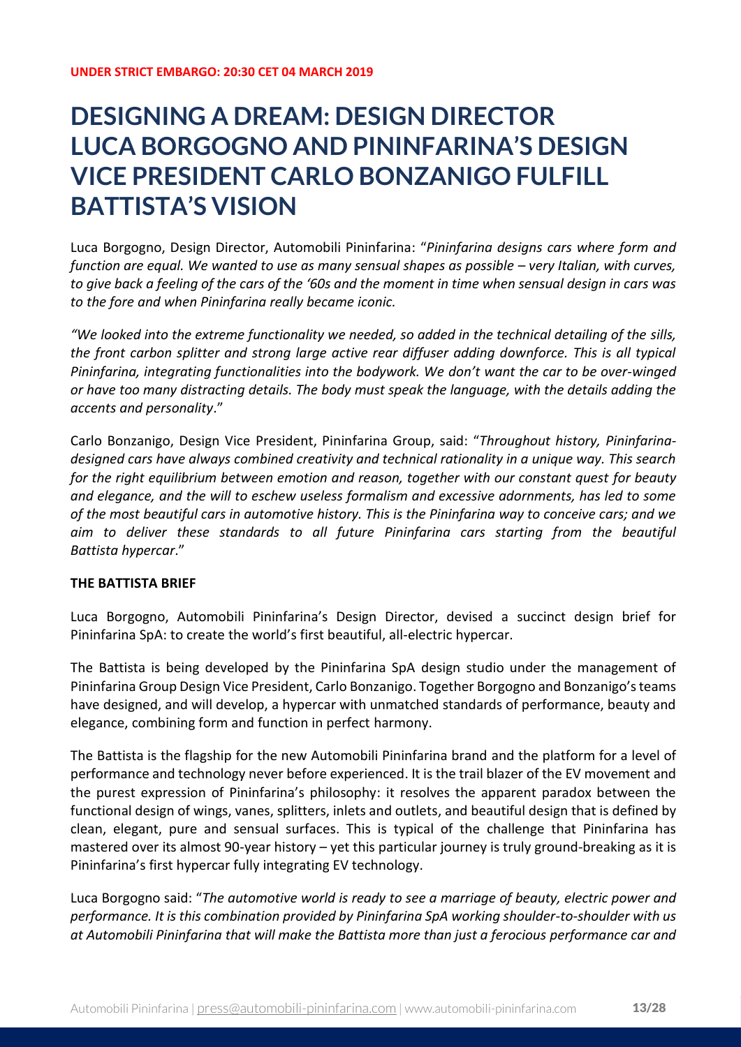**UNDER STRICT EMBARGO: 20:30 CET 04 MARCH 2019**

# DESIGNING A DREAM: DESIGN DIRECTOR LUCA BORGOGNO AND PININFARINA'S DESIGN VICE PRESIDENT CARLO BONZANIGO FULFILL BATTISTA'S VISION

Luca Borgogno, Design Director, Automobili Pininfarina: "*Pininfarina designs cars where form and function are equal. We wanted to use as many sensual shapes as possible – very Italian, with curves, to give back a feeling of the cars of the '60s and the moment in time when sensual design in cars was to the fore and when Pininfarina really became iconic.*

*"We looked into the extreme functionality we needed, so added in the technical detailing of the sills, the front carbon splitter and strong large active rear diffuser adding downforce. This is all typical Pininfarina, integrating functionalities into the bodywork. We don't want the car to be over-winged or have too many distracting details. The body must speak the language, with the details adding the accents and personality*."

Carlo Bonzanigo, Design Vice President, Pininfarina Group, said: "*Throughout history, Pininfarina-designed cars have always combined creativity and technical rationality in a unique way. This search for the right equilibrium between emotion and reason, together with our constant quest for beauty and elegance, and the will to eschew useless formalism and excessive adornments, has led to some of the most beautiful cars in automotive history. This is the Pininfarina way to conceive cars; and we aim to deliver these standards to all future Pininfarina cars starting from the beautiful Battista hypercar*."

**THE BATTISTA BRIEF**

Luca Borgogno, Automobili Pininfarina's Design Director, devised a succinct design brief for Pininfarina SpA: to create the world's first beautiful, all-electric hypercar.

The Battista is being developed by the Pininfarina SpA design studio under the management of Pininfarina Group Design Vice President, Carlo Bonzanigo. Together Borgogno and Bonzanigo's teams have designed, and will develop, a hypercar with unmatched standards of performance, beauty and elegance, combining form and function in perfect harmony.

The Battista is the flagship for the new Automobili Pininfarina brand and the platform for a level of performance and technology never before experienced. It is the trail blazer of the EV movement and the purest expression of Pininfarina's philosophy: it resolves the apparent paradox between the functional design of wings, vanes, splitters, inlets and outlets, and beautiful design that is defined by clean, elegant, pure and sensual surfaces. This is typical of the challenge that Pininfarina has mastered over its almost 90-year history – yet this particular journey is truly ground-breaking as it is Pininfarina's first hypercar fully integrating EV technology.

Luca Borgogno said: "*The automotive world is ready to see a marriage of beauty, electric power and performance. It is this combination provided by Pininfarina SpA working shoulder-to-shoulder with us at Automobili Pininfarina that will make the Battista more than just a ferocious performance car and*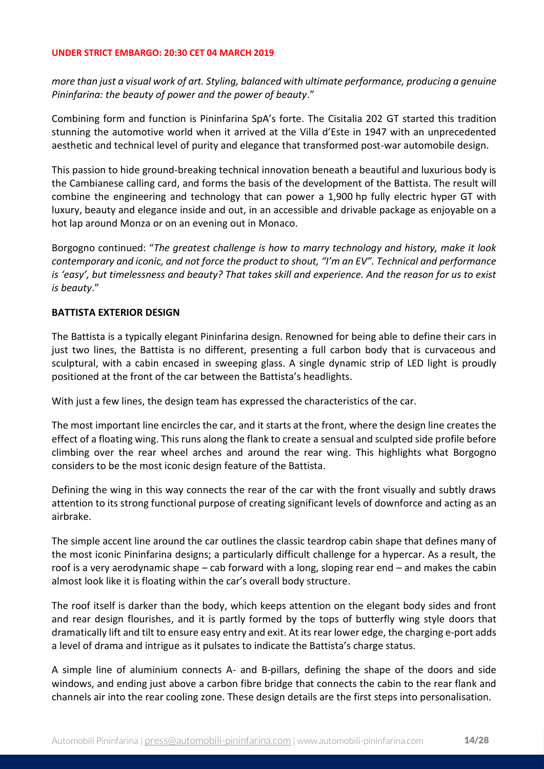**UNDER STRICT EMBARGO: 20:30 CET 04 MARCH 2019**

*more than just a visual work of art. Styling, balanced with ultimate performance, producing a genuine Pininfarina: the beauty of power and the power of beauty*."

Combining form and function is Pininfarina SpA's forte. The Cisitalia 202 GT started this tradition stunning the automotive world when it arrived at the Villa d'Este in 1947 with an unprecedented aesthetic and technical level of purity and elegance that transformed post-war automobile design.

This passion to hide ground-breaking technical innovation beneath a beautiful and luxurious body is the Cambianese calling card, and forms the basis of the development of the Battista. The result will combine the engineering and technology that can power a 1,900 hp fully electric hyper GT with luxury, beauty and elegance inside and out, in an accessible and drivable package as enjoyable on a hot lap around Monza or on an evening out in Monaco.

Borgogno continued: "*The greatest challenge is how to marry technology and history, make it look contemporary and iconic, and not force the product to shout, "I'm an EV". Technical and performance is 'easy', but timelessness and beauty? That takes skill and experience. And the reason for us to exist is beauty*."

**BATTISTA EXTERIOR DESIGN**

The Battista is a typically elegant Pininfarina design. Renowned for being able to define their cars in just two lines, the Battista is no different, presenting a full carbon body that is curvaceous and sculptural, with a cabin encased in sweeping glass. A single dynamic strip of LED light is proudly positioned at the front of the car between the Battista's headlights.

With just a few lines, the design team has expressed the characteristics of the car.

The most important line encircles the car, and it starts at the front, where the design line creates the effect of a floating wing. This runs along the flank to create a sensual and sculpted side profile before climbing over the rear wheel arches and around the rear wing. This highlights what Borgogno considers to be the most iconic design feature of the Battista.

Defining the wing in this way connects the rear of the car with the front visually and subtly draws attention to its strong functional purpose of creating significant levels of downforce and acting as an airbrake.

The simple accent line around the car outlines the classic teardrop cabin shape that defines many of the most iconic Pininfarina designs; a particularly difficult challenge for a hypercar. As a result, the roof is a very aerodynamic shape – cab forward with a long, sloping rear end – and makes the cabin almost look like it is floating within the car's overall body structure.

The roof itself is darker than the body, which keeps attention on the elegant body sides and front and rear design flourishes, and it is partly formed by the tops of butterfly wing style doors that dramatically lift and tilt to ensure easy entry and exit. At its rear lower edge, the charging e-port adds a level of drama and intrigue as it pulsates to indicate the Battista's charge status.

A simple line of aluminium connects A- and B-pillars, defining the shape of the doors and side windows, and ending just above a carbon fibre bridge that connects the cabin to the rear flank and channels air into the rear cooling zone. These design details are the first steps into personalisation.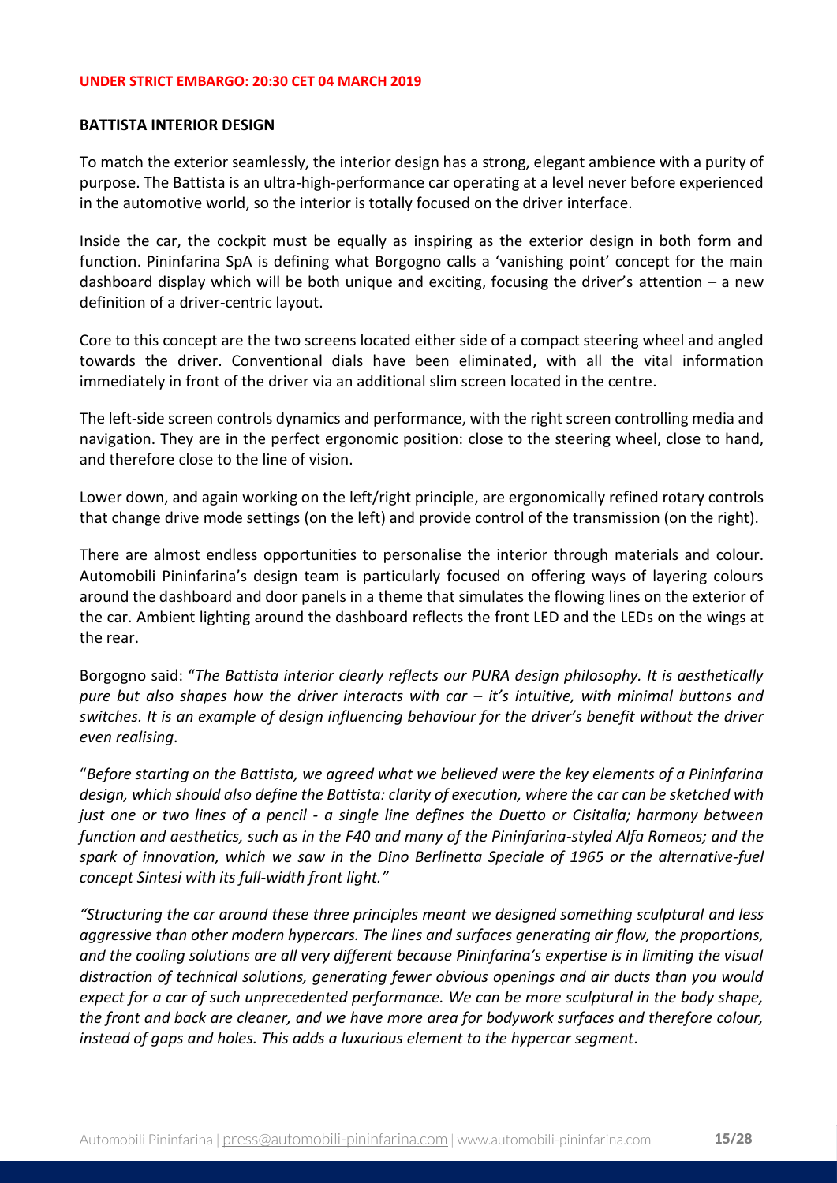**UNDER STRICT EMBARGO: 20:30 CET 04 MARCH 2019**

## BATTISTA INTERIOR DESIGN

To match the exterior seamlessly, the interior design has a strong, elegant ambience with a purity of purpose. The Battista is an ultra-high-performance car operating at a level never before experienced in the automotive world, so the interior is totally focused on the driver interface.

Inside the car, the cockpit must be equally as inspiring as the exterior design in both form and function. Pininfarina SpA is defining what Borgogno calls a 'vanishing point' concept for the main dashboard display which will be both unique and exciting, focusing the driver's attention – a new definition of a driver-centric layout.

Core to this concept are the two screens located either side of a compact steering wheel and angled towards the driver. Conventional dials have been eliminated, with all the vital information immediately in front of the driver via an additional slim screen located in the centre.

The left-side screen controls dynamics and performance, with the right screen controlling media and navigation. They are in the perfect ergonomic position: close to the steering wheel, close to hand, and therefore close to the line of vision.

Lower down, and again working on the left/right principle, are ergonomically refined rotary controls that change drive mode settings (on the left) and provide control of the transmission (on the right).

There are almost endless opportunities to personalise the interior through materials and colour. Automobili Pininfarina's design team is particularly focused on offering ways of layering colours around the dashboard and door panels in a theme that simulates the flowing lines on the exterior of the car. Ambient lighting around the dashboard reflects the front LED and the LEDs on the wings at the rear.

Borgogno said: "*The Battista interior clearly reflects our PURA design philosophy. It is aesthetically pure but also shapes how the driver interacts with car – it's intuitive, with minimal buttons and switches. It is an example of design influencing behaviour for the driver's benefit without the driver even realising*.

"*Before starting on the Battista, we agreed what we believed were the key elements of a Pininfarina design, which should also define the Battista: clarity of execution, where the car can be sketched with just one or two lines of a pencil - a single line defines the Duetto or Cisitalia; harmony between function and aesthetics, such as in the F40 and many of the Pininfarina-styled Alfa Romeos; and the spark of innovation, which we saw in the Dino Berlinetta Speciale of 1965 or the alternative-fuel concept Sintesi with its full-width front light."*

*"Structuring the car around these three principles meant we designed something sculptural and less aggressive than other modern hypercars. The lines and surfaces generating air flow, the proportions, and the cooling solutions are all very different because Pininfarina's expertise is in limiting the visual distraction of technical solutions, generating fewer obvious openings and air ducts than you would expect for a car of such unprecedented performance. We can be more sculptural in the body shape, the front and back are cleaner, and we have more area for bodywork surfaces and therefore colour, instead of gaps and holes. This adds a luxurious element to the hypercar segment*.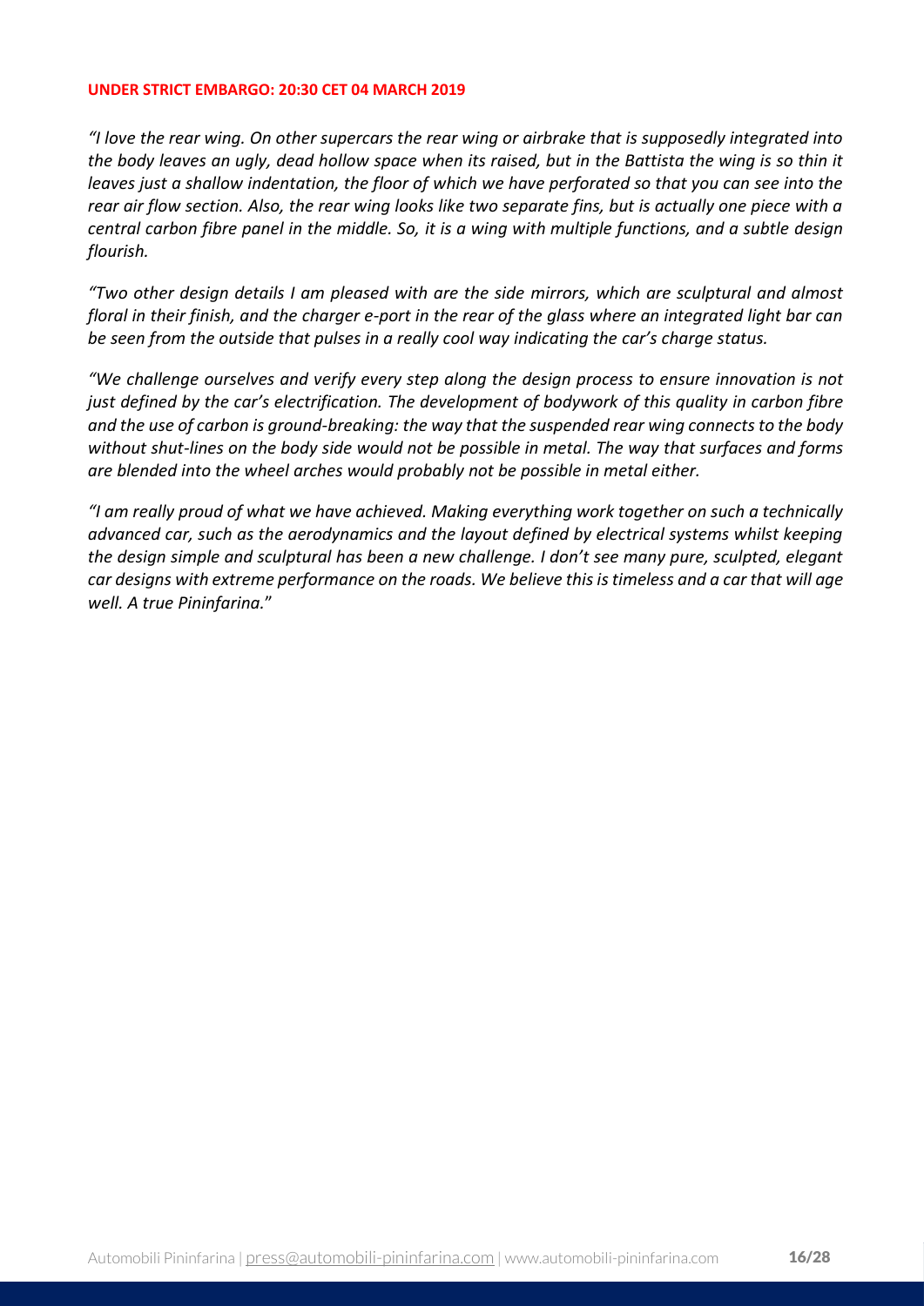**UNDER STRICT EMBARGO: 20:30 CET 04 MARCH 2019**

*"I love the rear wing. On other supercars the rear wing or airbrake that is supposedly integrated into the body leaves an ugly, dead hollow space when its raised, but in the Battista the wing is so thin it leaves just a shallow indentation, the floor of which we have perforated so that you can see into the rear air flow section. Also, the rear wing looks like two separate fins, but is actually one piece with a central carbon fibre panel in the middle. So, it is a wing with multiple functions, and a subtle design flourish.*

*"Two other design details I am pleased with are the side mirrors, which are sculptural and almost floral in their finish, and the charger e-port in the rear of the glass where an integrated light bar can be seen from the outside that pulses in a really cool way indicating the car's charge status.*

*"We challenge ourselves and verify every step along the design process to ensure innovation is not just defined by the car's electrification. The development of bodywork of this quality in carbon fibre and the use of carbon is ground-breaking: the way that the suspended rear wing connects to the body without shut-lines on the body side would not be possible in metal. The way that surfaces and forms are blended into the wheel arches would probably not be possible in metal either.*

*"I am really proud of what we have achieved. Making everything work together on such a technically advanced car, such as the aerodynamics and the layout defined by electrical systems whilst keeping the design simple and sculptural has been a new challenge. I don't see many pure, sculpted, elegant car designs with extreme performance on the roads. We believe this is timeless and a car that will age well. A true Pininfarina."*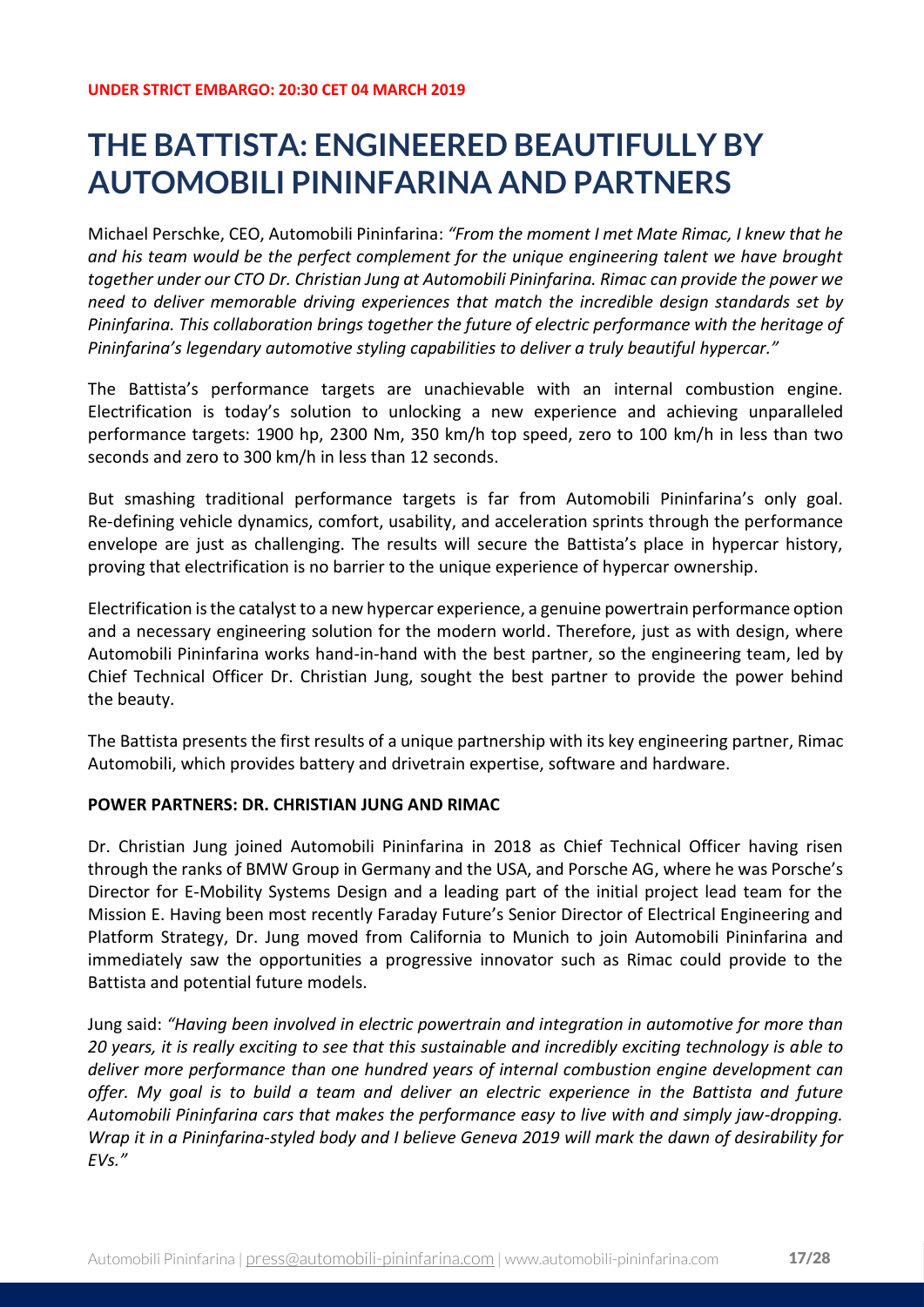**UNDER STRICT EMBARGO: 20:30 CET 04 MARCH 2019**

# THE BATTISTA: ENGINEERED BEAUTIFULLY BY AUTOMOBILI PININFARINA AND PARTNERS

Michael Perschke, CEO, Automobili Pininfarina: *"From the moment I met Mate Rimac, I knew that he and his team would be the perfect complement for the unique engineering talent we have brought together under our CTO Dr. Christian Jung at Automobili Pininfarina. Rimac can provide the power we need to deliver memorable driving experiences that match the incredible design standards set by Pininfarina. This collaboration brings together the future of electric performance with the heritage of Pininfarina's legendary automotive styling capabilities to deliver a truly beautiful hypercar."*

The Battista's performance targets are unachievable with an internal combustion engine. Electrification is today's solution to unlocking a new experience and achieving unparalleled performance targets: 1900 hp, 2300 Nm, 350 km/h top speed, zero to 100 km/h in less than two seconds and zero to 300 km/h in less than 12 seconds.

But smashing traditional performance targets is far from Automobili Pininfarina's only goal. Re-defining vehicle dynamics, comfort, usability, and acceleration sprints through the performance envelope are just as challenging. The results will secure the Battista's place in hypercar history, proving that electrification is no barrier to the unique experience of hypercar ownership.

Electrification is the catalyst to a new hypercar experience, a genuine powertrain performance option and a necessary engineering solution for the modern world. Therefore, just as with design, where Automobili Pininfarina works hand-in-hand with the best partner, so the engineering team, led by Chief Technical Officer Dr. Christian Jung, sought the best partner to provide the power behind the beauty.

The Battista presents the first results of a unique partnership with its key engineering partner, Rimac Automobili, which provides battery and drivetrain expertise, software and hardware.

**POWER PARTNERS: DR. CHRISTIAN JUNG AND RIMAC**

Dr. Christian Jung joined Automobili Pininfarina in 2018 as Chief Technical Officer having risen through the ranks of BMW Group in Germany and the USA, and Porsche AG, where he was Porsche's Director for E-Mobility Systems Design and a leading part of the initial project lead team for the Mission E. Having been most recently Faraday Future's Senior Director of Electrical Engineering and Platform Strategy, Dr. Jung moved from California to Munich to join Automobili Pininfarina and immediately saw the opportunities a progressive innovator such as Rimac could provide to the Battista and potential future models.

Jung said: *"Having been involved in electric powertrain and integration in automotive for more than 20 years, it is really exciting to see that this sustainable and incredibly exciting technology is able to deliver more performance than one hundred years of internal combustion engine development can offer. My goal is to build a team and deliver an electric experience in the Battista and future Automobili Pininfarina cars that makes the performance easy to live with and simply jaw-dropping. Wrap it in a Pininfarina-styled body and I believe Geneva 2019 will mark the dawn of desirability for EVs."*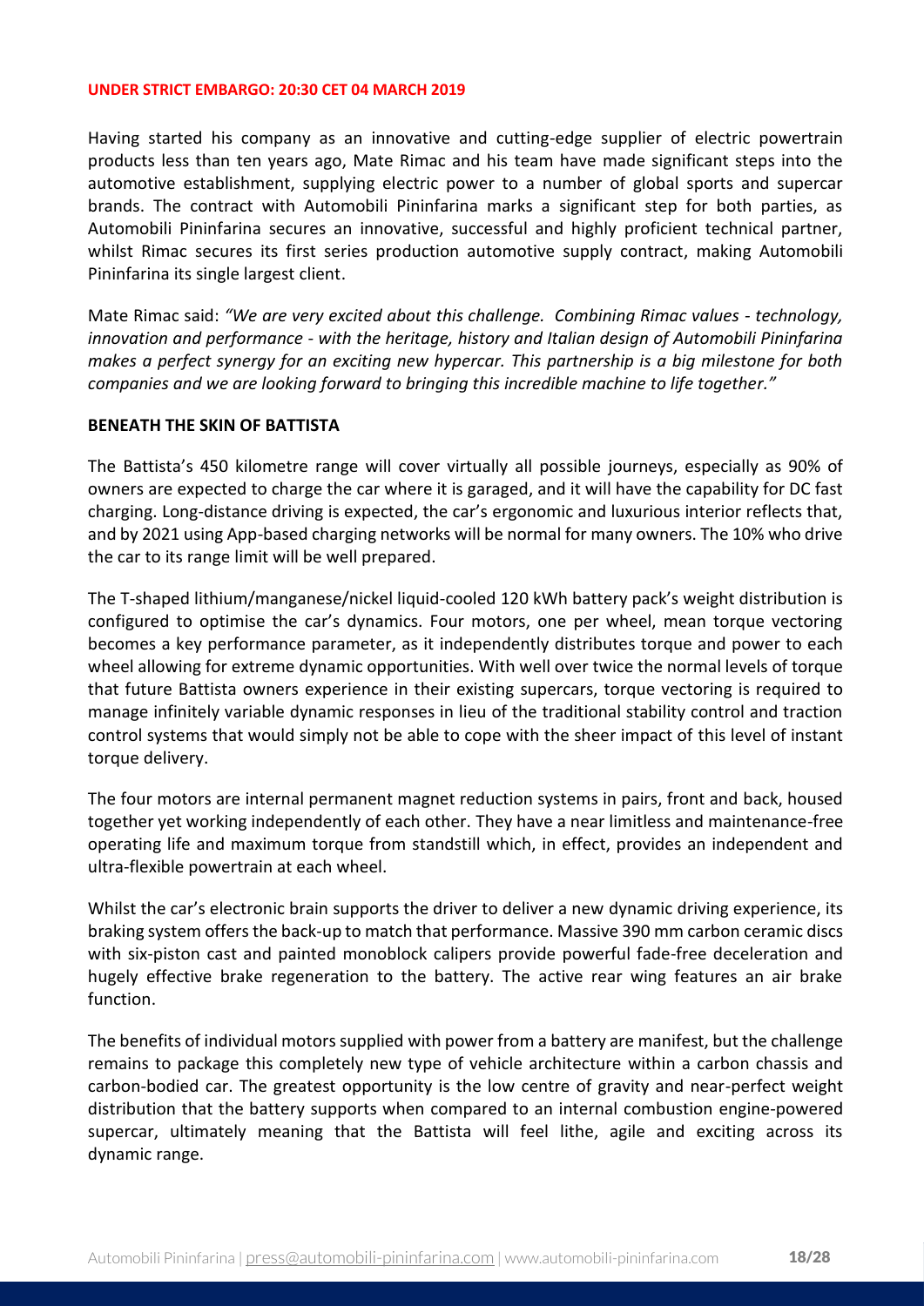**UNDER STRICT EMBARGO: 20:30 CET 04 MARCH 2019**

Having started his company as an innovative and cutting-edge supplier of electric powertrain products less than ten years ago, Mate Rimac and his team have made significant steps into the automotive establishment, supplying electric power to a number of global sports and supercar brands. The contract with Automobili Pininfarina marks a significant step for both parties, as Automobili Pininfarina secures an innovative, successful and highly proficient technical partner, whilst Rimac secures its first series production automotive supply contract, making Automobili Pininfarina its single largest client.

Mate Rimac said: *"We are very excited about this challenge. Combining Rimac values - technology, innovation and performance - with the heritage, history and Italian design of Automobili Pininfarina makes a perfect synergy for an exciting new hypercar. This partnership is a big milestone for both companies and we are looking forward to bringing this incredible machine to life together."*

**BENEATH THE SKIN OF BATTISTA**

The Battista's 450 kilometre range will cover virtually all possible journeys, especially as 90% of owners are expected to charge the car where it is garaged, and it will have the capability for DC fast charging. Long-distance driving is expected, the car's ergonomic and luxurious interior reflects that, and by 2021 using App-based charging networks will be normal for many owners. The 10% who drive the car to its range limit will be well prepared.

The T-shaped lithium/manganese/nickel liquid-cooled 120 kWh battery pack's weight distribution is configured to optimise the car's dynamics. Four motors, one per wheel, mean torque vectoring becomes a key performance parameter, as it independently distributes torque and power to each wheel allowing for extreme dynamic opportunities. With well over twice the normal levels of torque that future Battista owners experience in their existing supercars, torque vectoring is required to manage infinitely variable dynamic responses in lieu of the traditional stability control and traction control systems that would simply not be able to cope with the sheer impact of this level of instant torque delivery.

The four motors are internal permanent magnet reduction systems in pairs, front and back, housed together yet working independently of each other. They have a near limitless and maintenance-free operating life and maximum torque from standstill which, in effect, provides an independent and ultra-flexible powertrain at each wheel.

Whilst the car's electronic brain supports the driver to deliver a new dynamic driving experience, its braking system offers the back-up to match that performance. Massive 390 mm carbon ceramic discs with six-piston cast and painted monoblock calipers provide powerful fade-free deceleration and hugely effective brake regeneration to the battery. The active rear wing features an air brake function.

The benefits of individual motors supplied with power from a battery are manifest, but the challenge remains to package this completely new type of vehicle architecture within a carbon chassis and carbon-bodied car. The greatest opportunity is the low centre of gravity and near-perfect weight distribution that the battery supports when compared to an internal combustion engine-powered supercar, ultimately meaning that the Battista will feel lithe, agile and exciting across its dynamic range.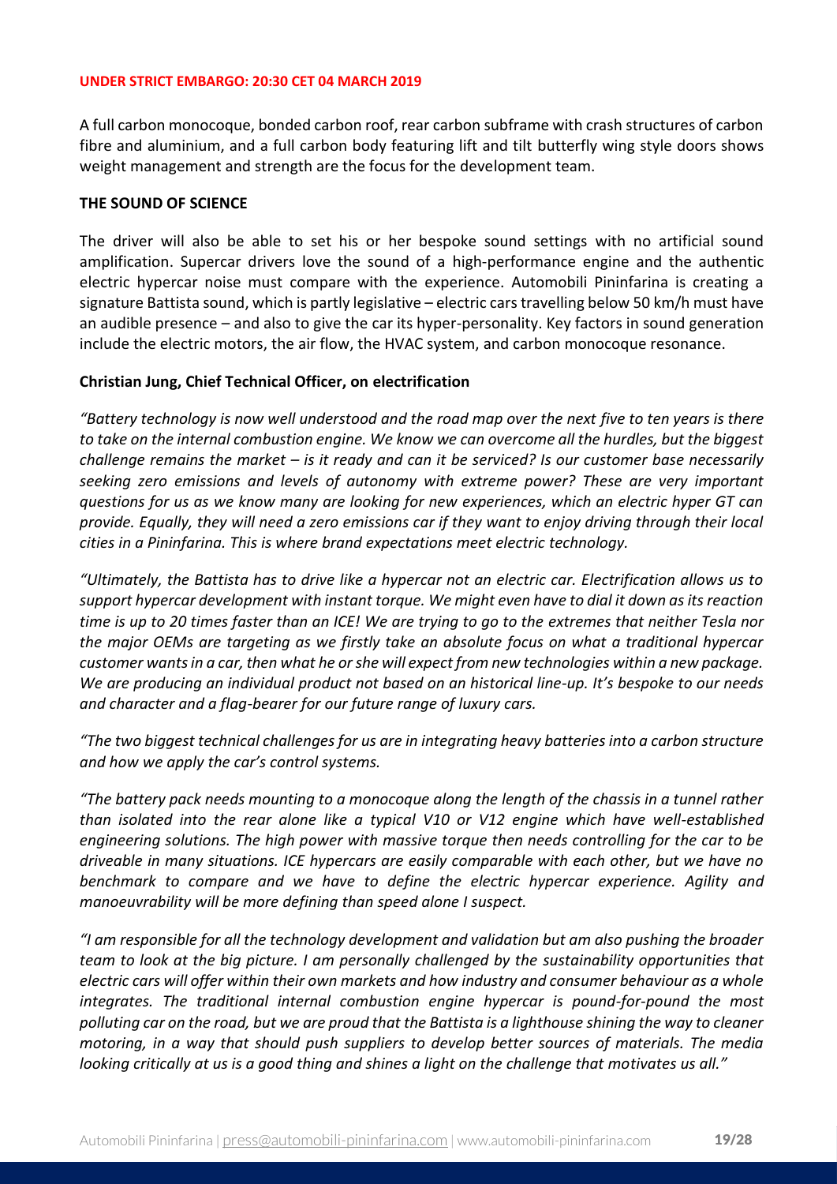**UNDER STRICT EMBARGO: 20:30 CET 04 MARCH 2019**

A full carbon monocoque, bonded carbon roof, rear carbon subframe with crash structures of carbon fibre and aluminium, and a full carbon body featuring lift and tilt butterfly wing style doors shows weight management and strength are the focus for the development team.

**THE SOUND OF SCIENCE**

The driver will also be able to set his or her bespoke sound settings with no artificial sound amplification. Supercar drivers love the sound of a high-performance engine and the authentic electric hypercar noise must compare with the experience. Automobili Pininfarina is creating a signature Battista sound, which is partly legislative – electric cars travelling below 50 km/h must have an audible presence – and also to give the car its hyper-personality. Key factors in sound generation include the electric motors, the air flow, the HVAC system, and carbon monocoque resonance.

**Christian Jung, Chief Technical Officer, on electrification**

*"Battery technology is now well understood and the road map over the next five to ten years is there to take on the internal combustion engine. We know we can overcome all the hurdles, but the biggest challenge remains the market – is it ready and can it be serviced? Is our customer base necessarily seeking zero emissions and levels of autonomy with extreme power? These are very important questions for us as we know many are looking for new experiences, which an electric hyper GT can provide. Equally, they will need a zero emissions car if they want to enjoy driving through their local cities in a Pininfarina. This is where brand expectations meet electric technology.*

*"Ultimately, the Battista has to drive like a hypercar not an electric car. Electrification allows us to support hypercar development with instant torque. We might even have to dial it down as its reaction time is up to 20 times faster than an ICE! We are trying to go to the extremes that neither Tesla nor the major OEMs are targeting as we firstly take an absolute focus on what a traditional hypercar customer wants in a car, then what he or she will expect from new technologies within a new package. We are producing an individual product not based on an historical line-up. It's bespoke to our needs and character and a flag-bearer for our future range of luxury cars.*

*"The two biggest technical challenges for us are in integrating heavy batteries into a carbon structure and how we apply the car's control systems.*

*"The battery pack needs mounting to a monocoque along the length of the chassis in a tunnel rather than isolated into the rear alone like a typical V10 or V12 engine which have well-established engineering solutions. The high power with massive torque then needs controlling for the car to be driveable in many situations. ICE hypercars are easily comparable with each other, but we have no benchmark to compare and we have to define the electric hypercar experience. Agility and manoeuvrability will be more defining than speed alone I suspect.*

*"I am responsible for all the technology development and validation but am also pushing the broader team to look at the big picture. I am personally challenged by the sustainability opportunities that electric cars will offer within their own markets and how industry and consumer behaviour as a whole integrates. The traditional internal combustion engine hypercar is pound-for-pound the most polluting car on the road, but we are proud that the Battista is a lighthouse shining the way to cleaner motoring, in a way that should push suppliers to develop better sources of materials. The media looking critically at us is a good thing and shines a light on the challenge that motivates us all."*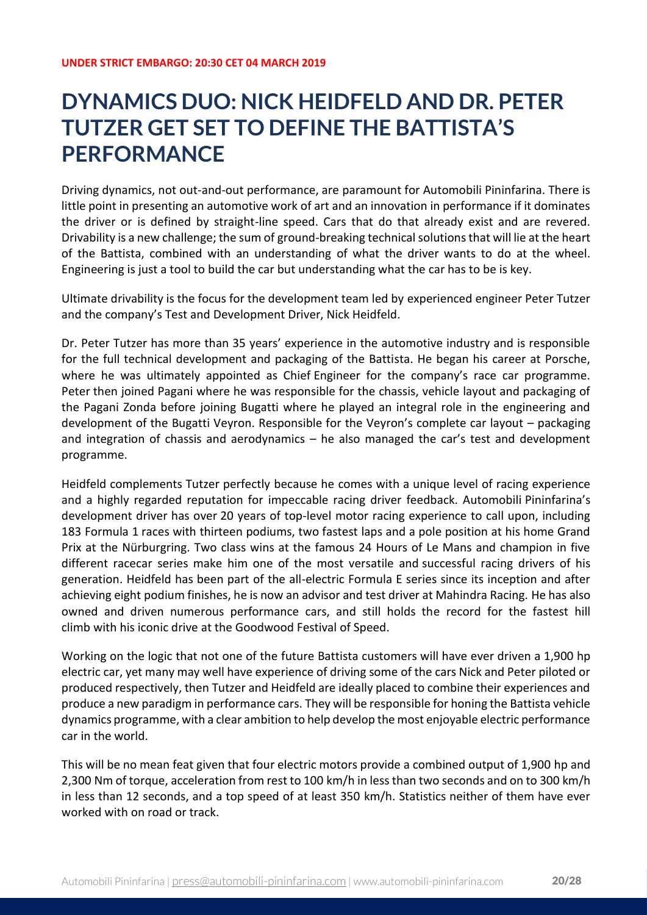**UNDER STRICT EMBARGO: 20:30 CET 04 MARCH 2019**

# DYNAMICS DUO: NICK HEIDFELD AND DR. PETER TUTZER GET SET TO DEFINE THE BATTISTA'S PERFORMANCE

Driving dynamics, not out-and-out performance, are paramount for Automobili Pininfarina. There is little point in presenting an automotive work of art and an innovation in performance if it dominates the driver or is defined by straight-line speed. Cars that do that already exist and are revered. Drivability is a new challenge; the sum of ground-breaking technical solutions that will lie at the heart of the Battista, combined with an understanding of what the driver wants to do at the wheel. Engineering is just a tool to build the car but understanding what the car has to be is key.

Ultimate drivability is the focus for the development team led by experienced engineer Peter Tutzer and the company's Test and Development Driver, Nick Heidfeld.

Dr. Peter Tutzer has more than 35 years' experience in the automotive industry and is responsible for the full technical development and packaging of the Battista. He began his career at Porsche, where he was ultimately appointed as Chief Engineer for the company's race car programme. Peter then joined Pagani where he was responsible for the chassis, vehicle layout and packaging of the Pagani Zonda before joining Bugatti where he played an integral role in the engineering and development of the Bugatti Veyron. Responsible for the Veyron's complete car layout – packaging and integration of chassis and aerodynamics – he also managed the car's test and development programme.

Heidfeld complements Tutzer perfectly because he comes with a unique level of racing experience and a highly regarded reputation for impeccable racing driver feedback. Automobili Pininfarina's development driver has over 20 years of top-level motor racing experience to call upon, including 183 Formula 1 races with thirteen podiums, two fastest laps and a pole position at his home Grand Prix at the Nürburgring. Two class wins at the famous 24 Hours of Le Mans and champion in five different racecar series make him one of the most versatile and successful racing drivers of his generation. Heidfeld has been part of the all-electric Formula E series since its inception and after achieving eight podium finishes, he is now an advisor and test driver at Mahindra Racing. He has also owned and driven numerous performance cars, and still holds the record for the fastest hill climb with his iconic drive at the Goodwood Festival of Speed.

Working on the logic that not one of the future Battista customers will have ever driven a 1,900 hp electric car, yet many may well have experience of driving some of the cars Nick and Peter piloted or produced respectively, then Tutzer and Heidfeld are ideally placed to combine their experiences and produce a new paradigm in performance cars. They will be responsible for honing the Battista vehicle dynamics programme, with a clear ambition to help develop the most enjoyable electric performance car in the world.

This will be no mean feat given that four electric motors provide a combined output of 1,900 hp and 2,300 Nm of torque, acceleration from rest to 100 km/h in less than two seconds and on to 300 km/h in less than 12 seconds, and a top speed of at least 350 km/h. Statistics neither of them have ever worked with on road or track.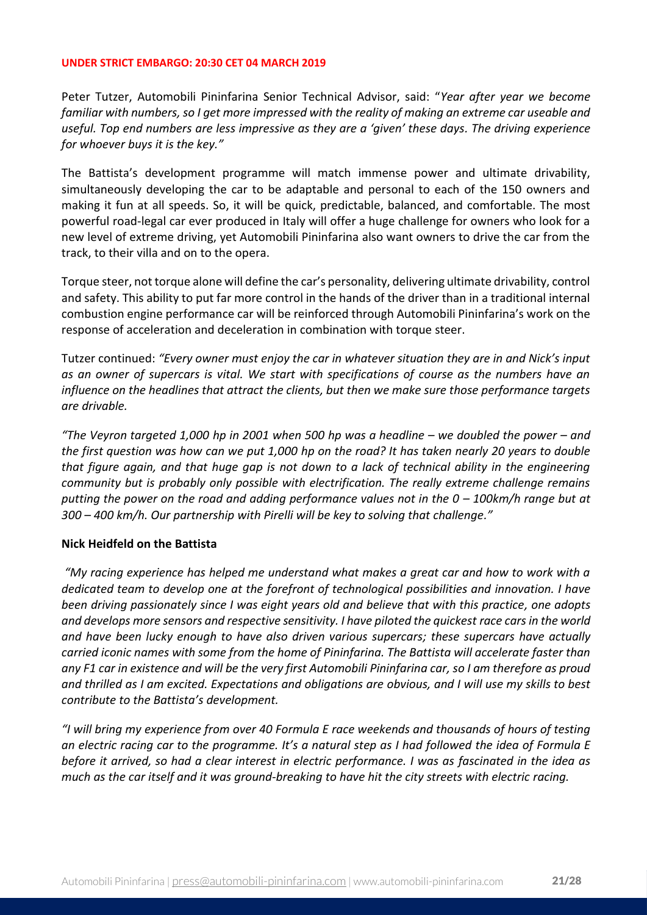**UNDER STRICT EMBARGO: 20:30 CET 04 MARCH 2019**

Peter Tutzer, Automobili Pininfarina Senior Technical Advisor, said: "*Year after year we become familiar with numbers, so I get more impressed with the reality of making an extreme car useable and useful. Top end numbers are less impressive as they are a 'given' these days. The driving experience for whoever buys it is the key."*

The Battista's development programme will match immense power and ultimate drivability, simultaneously developing the car to be adaptable and personal to each of the 150 owners and making it fun at all speeds. So, it will be quick, predictable, balanced, and comfortable. The most powerful road-legal car ever produced in Italy will offer a huge challenge for owners who look for a new level of extreme driving, yet Automobili Pininfarina also want owners to drive the car from the track, to their villa and on to the opera.

Torque steer, not torque alone will define the car's personality, delivering ultimate drivability, control and safety. This ability to put far more control in the hands of the driver than in a traditional internal combustion engine performance car will be reinforced through Automobili Pininfarina's work on the response of acceleration and deceleration in combination with torque steer.

Tutzer continued: *"Every owner must enjoy the car in whatever situation they are in and Nick's input as an owner of supercars is vital. We start with specifications of course as the numbers have an influence on the headlines that attract the clients, but then we make sure those performance targets are drivable.*

*"The Veyron targeted 1,000 hp in 2001 when 500 hp was a headline – we doubled the power – and the first question was how can we put 1,000 hp on the road? It has taken nearly 20 years to double that figure again, and that huge gap is not down to a lack of technical ability in the engineering community but is probably only possible with electrification. The really extreme challenge remains putting the power on the road and adding performance values not in the 0 – 100km/h range but at 300 – 400 km/h. Our partnership with Pirelli will be key to solving that challenge."*

**Nick Heidfeld on the Battista**

*"My racing experience has helped me understand what makes a great car and how to work with a dedicated team to develop one at the forefront of technological possibilities and innovation. I have been driving passionately since I was eight years old and believe that with this practice, one adopts and develops more sensors and respective sensitivity. I have piloted the quickest race cars in the world and have been lucky enough to have also driven various supercars; these supercars have actually carried iconic names with some from the home of Pininfarina. The Battista will accelerate faster than any F1 car in existence and will be the very first Automobili Pininfarina car, so I am therefore as proud and thrilled as I am excited. Expectations and obligations are obvious, and I will use my skills to best contribute to the Battista's development.*

*"I will bring my experience from over 40 Formula E race weekends and thousands of hours of testing an electric racing car to the programme. It's a natural step as I had followed the idea of Formula E before it arrived, so had a clear interest in electric performance. I was as fascinated in the idea as much as the car itself and it was ground-breaking to have hit the city streets with electric racing.*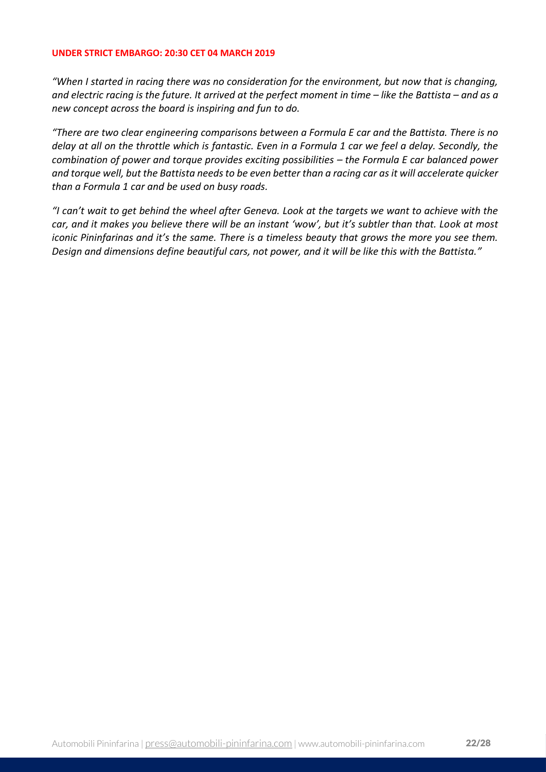**UNDER STRICT EMBARGO: 20:30 CET 04 MARCH 2019**

*"When I started in racing there was no consideration for the environment, but now that is changing, and electric racing is the future. It arrived at the perfect moment in time – like the Battista – and as a new concept across the board is inspiring and fun to do.*

*"There are two clear engineering comparisons between a Formula E car and the Battista. There is no delay at all on the throttle which is fantastic. Even in a Formula 1 car we feel a delay. Secondly, the combination of power and torque provides exciting possibilities – the Formula E car balanced power and torque well, but the Battista needs to be even better than a racing car as it will accelerate quicker than a Formula 1 car and be used on busy roads.*

*"I can't wait to get behind the wheel after Geneva. Look at the targets we want to achieve with the car, and it makes you believe there will be an instant 'wow', but it's subtler than that. Look at most iconic Pininfarinas and it's the same. There is a timeless beauty that grows the more you see them. Design and dimensions define beautiful cars, not power, and it will be like this with the Battista."*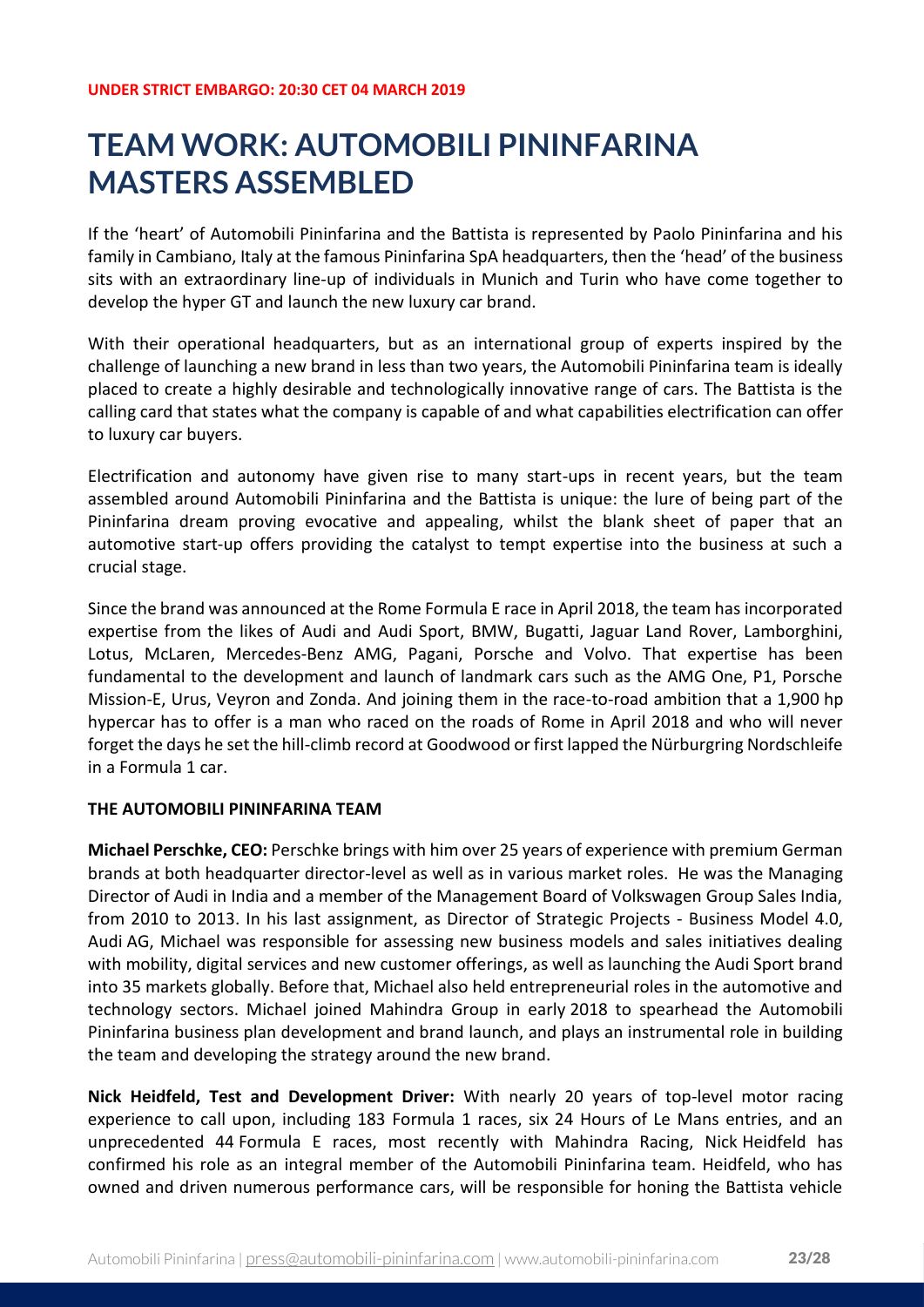**UNDER STRICT EMBARGO: 20:30 CET 04 MARCH 2019**

# TEAM WORK: AUTOMOBILI PININFARINA MASTERS ASSEMBLED

If the 'heart' of Automobili Pininfarina and the Battista is represented by Paolo Pininfarina and his family in Cambiano, Italy at the famous Pininfarina SpA headquarters, then the 'head' of the business sits with an extraordinary line-up of individuals in Munich and Turin who have come together to develop the hyper GT and launch the new luxury car brand.

With their operational headquarters, but as an international group of experts inspired by the challenge of launching a new brand in less than two years, the Automobili Pininfarina team is ideally placed to create a highly desirable and technologically innovative range of cars. The Battista is the calling card that states what the company is capable of and what capabilities electrification can offer to luxury car buyers.

Electrification and autonomy have given rise to many start-ups in recent years, but the team assembled around Automobili Pininfarina and the Battista is unique: the lure of being part of the Pininfarina dream proving evocative and appealing, whilst the blank sheet of paper that an automotive start-up offers providing the catalyst to tempt expertise into the business at such a crucial stage.

Since the brand was announced at the Rome Formula E race in April 2018, the team has incorporated expertise from the likes of Audi and Audi Sport, BMW, Bugatti, Jaguar Land Rover, Lamborghini, Lotus, McLaren, Mercedes-Benz AMG, Pagani, Porsche and Volvo. That expertise has been fundamental to the development and launch of landmark cars such as the AMG One, P1, Porsche Mission-E, Urus, Veyron and Zonda. And joining them in the race-to-road ambition that a 1,900 hp hypercar has to offer is a man who raced on the roads of Rome in April 2018 and who will never forget the days he set the hill-climb record at Goodwood or first lapped the Nürburgring Nordschleife in a Formula 1 car.

**THE AUTOMOBILI PININFARINA TEAM**

**Michael Perschke, CEO:** Perschke brings with him over 25 years of experience with premium German brands at both headquarter director-level as well as in various market roles. He was the Managing Director of Audi in India and a member of the Management Board of Volkswagen Group Sales India, from 2010 to 2013. In his last assignment, as Director of Strategic Projects - Business Model 4.0, Audi AG, Michael was responsible for assessing new business models and sales initiatives dealing with mobility, digital services and new customer offerings, as well as launching the Audi Sport brand into 35 markets globally. Before that, Michael also held entrepreneurial roles in the automotive and technology sectors. Michael joined Mahindra Group in early 2018 to spearhead the Automobili Pininfarina business plan development and brand launch, and plays an instrumental role in building the team and developing the strategy around the new brand.

**Nick Heidfeld, Test and Development Driver:** With nearly 20 years of top-level motor racing experience to call upon, including 183 Formula 1 races, six 24 Hours of Le Mans entries, and an unprecedented 44 Formula E races, most recently with Mahindra Racing, Nick Heidfeld has confirmed his role as an integral member of the Automobili Pininfarina team. Heidfeld, who has owned and driven numerous performance cars, will be responsible for honing the Battista vehicle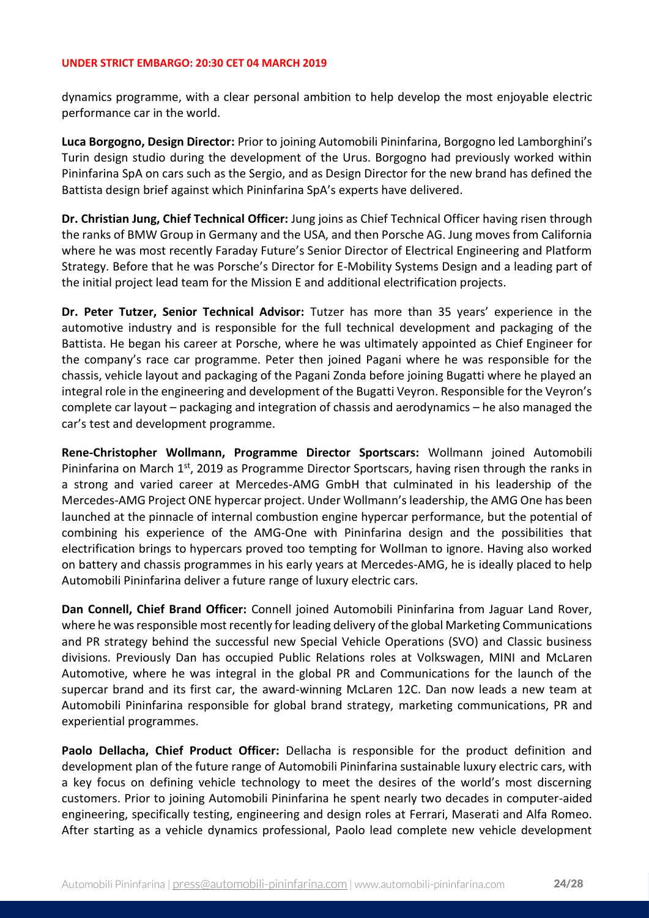dynamics programme, with a clear personal ambition to help develop the most enjoyable electric performance car in the world.

**Luca Borgogno, Design Director:** Prior to joining Automobili Pininfarina, Borgogno led Lamborghini's Turin design studio during the development of the Urus. Borgogno had previously worked within Pininfarina SpA on cars such as the Sergio, and as Design Director for the new brand has defined the Battista design brief against which Pininfarina SpA's experts have delivered.

**Dr. Christian Jung, Chief Technical Officer:** Jung joins as Chief Technical Officer having risen through the ranks of BMW Group in Germany and the USA, and then Porsche AG. Jung moves from California where he was most recently Faraday Future's Senior Director of Electrical Engineering and Platform Strategy. Before that he was Porsche's Director for E-Mobility Systems Design and a leading part of the initial project lead team for the Mission E and additional electrification projects.

**Dr. Peter Tutzer, Senior Technical Advisor:** Tutzer has more than 35 years' experience in the automotive industry and is responsible for the full technical development and packaging of the Battista. He began his career at Porsche, where he was ultimately appointed as Chief Engineer for the company's race car programme. Peter then joined Pagani where he was responsible for the chassis, vehicle layout and packaging of the Pagani Zonda before joining Bugatti where he played an integral role in the engineering and development of the Bugatti Veyron. Responsible for the Veyron's complete car layout – packaging and integration of chassis and aerodynamics – he also managed the car's test and development programme.

**Rene-Christopher Wollmann, Programme Director Sportscars:** Wollmann joined Automobili Pininfarina on March 1st, 2019 as Programme Director Sportscars, having risen through the ranks in a strong and varied career at Mercedes-AMG GmbH that culminated in his leadership of the Mercedes-AMG Project ONE hypercar project. Under Wollmann's leadership, the AMG One has been launched at the pinnacle of internal combustion engine hypercar performance, but the potential of combining his experience of the AMG-One with Pininfarina design and the possibilities that electrification brings to hypercars proved too tempting for Wollman to ignore. Having also worked on battery and chassis programmes in his early years at Mercedes-AMG, he is ideally placed to help Automobili Pininfarina deliver a future range of luxury electric cars.

**Dan Connell, Chief Brand Officer:** Connell joined Automobili Pininfarina from Jaguar Land Rover, where he was responsible most recently for leading delivery of the global Marketing Communications and PR strategy behind the successful new Special Vehicle Operations (SVO) and Classic business divisions. Previously Dan has occupied Public Relations roles at Volkswagen, MINI and McLaren Automotive, where he was integral in the global PR and Communications for the launch of the supercar brand and its first car, the award-winning McLaren 12C. Dan now leads a new team at Automobili Pininfarina responsible for global brand strategy, marketing communications, PR and experiential programmes.

**Paolo Dellacha, Chief Product Officer:** Dellacha is responsible for the product definition and development plan of the future range of Automobili Pininfarina sustainable luxury electric cars, with a key focus on defining vehicle technology to meet the desires of the world's most discerning customers. Prior to joining Automobili Pininfarina he spent nearly two decades in computer-aided engineering, specifically testing, engineering and design roles at Ferrari, Maserati and Alfa Romeo. After starting as a vehicle dynamics professional, Paolo lead complete new vehicle development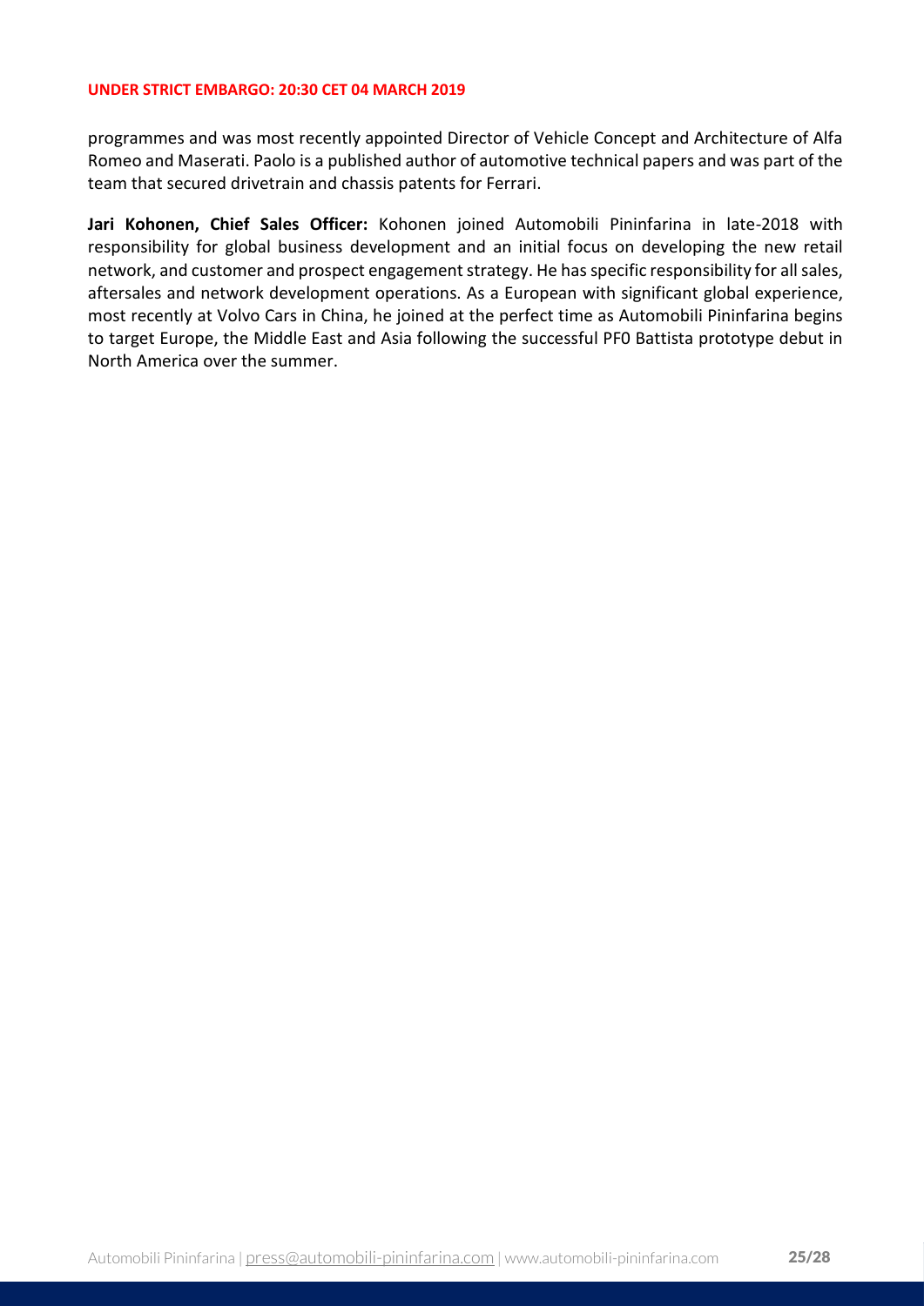programmes and was most recently appointed Director of Vehicle Concept and Architecture of Alfa Romeo and Maserati. Paolo is a published author of automotive technical papers and was part of the team that secured drivetrain and chassis patents for Ferrari.

**Jari Kohonen, Chief Sales Officer:** Kohonen joined Automobili Pininfarina in late-2018 with responsibility for global business development and an initial focus on developing the new retail network, and customer and prospect engagement strategy. He has specific responsibility for all sales, aftersales and network development operations. As a European with significant global experience, most recently at Volvo Cars in China, he joined at the perfect time as Automobili Pininfarina begins to target Europe, the Middle East and Asia following the successful PF0 Battista prototype debut in North America over the summer.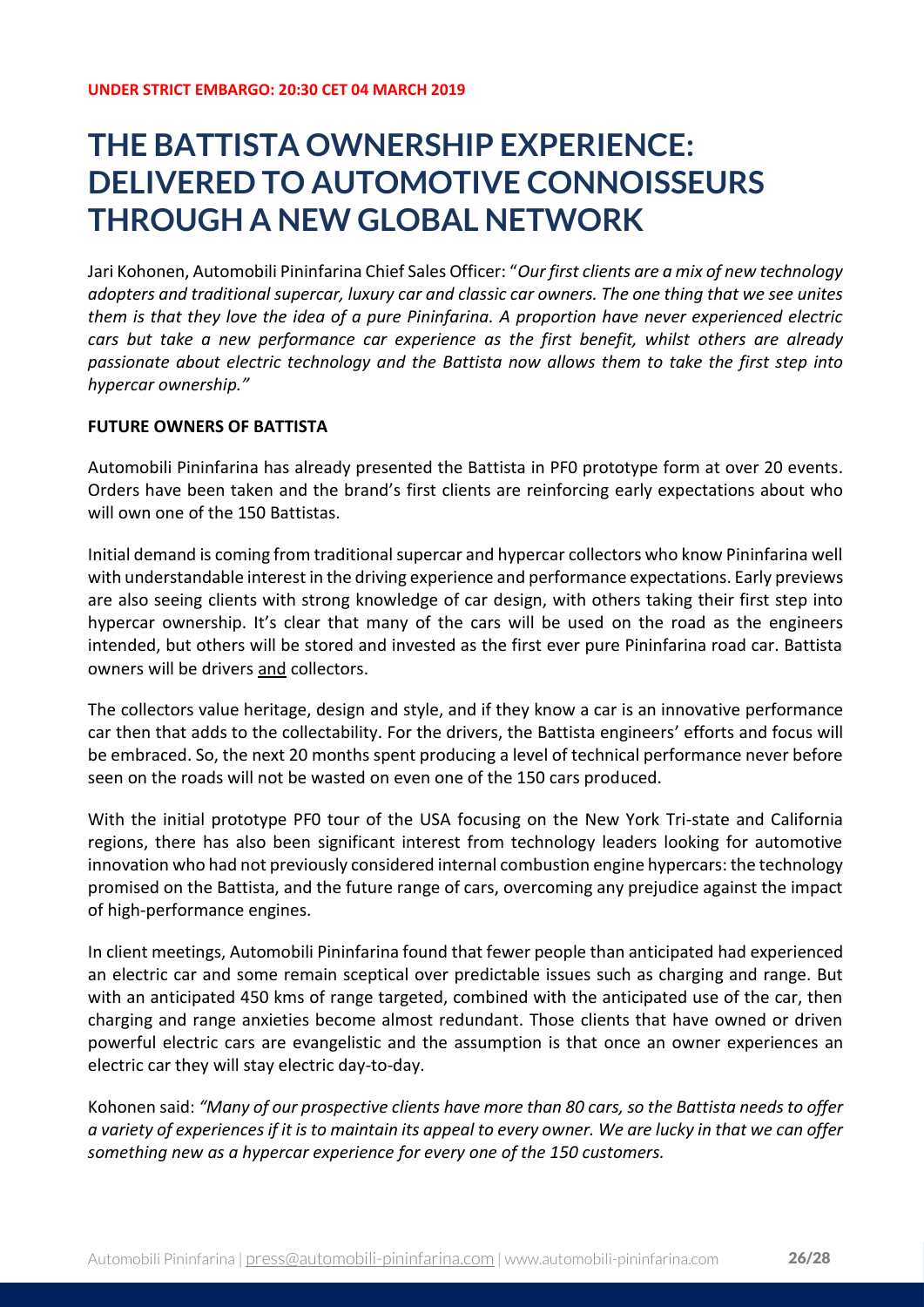**UNDER STRICT EMBARGO: 20:30 CET 04 MARCH 2019**

# THE BATTISTA OWNERSHIP EXPERIENCE: DELIVERED TO AUTOMOTIVE CONNOISSEURS THROUGH A NEW GLOBAL NETWORK

Jari Kohonen, Automobili Pininfarina Chief Sales Officer: "*Our first clients are a mix of new technology adopters and traditional supercar, luxury car and classic car owners. The one thing that we see unites them is that they love the idea of a pure Pininfarina. A proportion have never experienced electric cars but take a new performance car experience as the first benefit, whilst others are already passionate about electric technology and the Battista now allows them to take the first step into hypercar ownership.*"

**FUTURE OWNERS OF BATTISTA**

Automobili Pininfarina has already presented the Battista in PF0 prototype form at over 20 events. Orders have been taken and the brand's first clients are reinforcing early expectations about who will own one of the 150 Battistas.

Initial demand is coming from traditional supercar and hypercar collectors who know Pininfarina well with understandable interest in the driving experience and performance expectations. Early previews are also seeing clients with strong knowledge of car design, with others taking their first step into hypercar ownership. It's clear that many of the cars will be used on the road as the engineers intended, but others will be stored and invested as the first ever pure Pininfarina road car. Battista owners will be drivers and collectors.

The collectors value heritage, design and style, and if they know a car is an innovative performance car then that adds to the collectability. For the drivers, the Battista engineers' efforts and focus will be embraced. So, the next 20 months spent producing a level of technical performance never before seen on the roads will not be wasted on even one of the 150 cars produced.

With the initial prototype PF0 tour of the USA focusing on the New York Tri-state and California regions, there has also been significant interest from technology leaders looking for automotive innovation who had not previously considered internal combustion engine hypercars: the technology promised on the Battista, and the future range of cars, overcoming any prejudice against the impact of high-performance engines.

In client meetings, Automobili Pininfarina found that fewer people than anticipated had experienced an electric car and some remain sceptical over predictable issues such as charging and range. But with an anticipated 450 kms of range targeted, combined with the anticipated use of the car, then charging and range anxieties become almost redundant. Those clients that have owned or driven powerful electric cars are evangelistic and the assumption is that once an owner experiences an electric car they will stay electric day-to-day.

Kohonen said: *"Many of our prospective clients have more than 80 cars, so the Battista needs to offer a variety of experiences if it is to maintain its appeal to every owner. We are lucky in that we can offer something new as a hypercar experience for every one of the 150 customers.*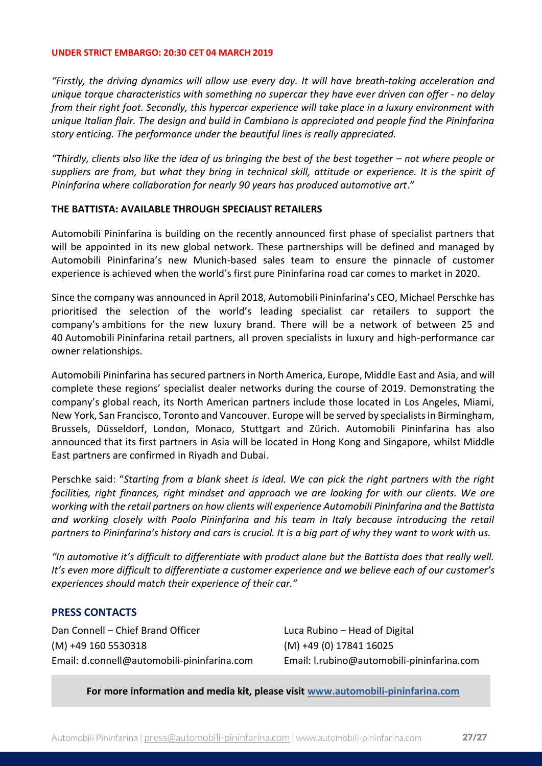**UNDER STRICT EMBARGO: 20:30 CET 04 MARCH 2019**

*"Firstly, the driving dynamics will allow use every day. It will have breath-taking acceleration and unique torque characteristics with something no supercar they have ever driven can offer - no delay from their right foot. Secondly, this hypercar experience will take place in a luxury environment with unique Italian flair. The design and build in Cambiano is appreciated and people find the Pininfarina story enticing. The performance under the beautiful lines is really appreciated.*

*"Thirdly, clients also like the idea of us bringing the best of the best together – not where people or suppliers are from, but what they bring in technical skill, attitude or experience. It is the spirit of Pininfarina where collaboration for nearly 90 years has produced automotive art*."

**THE BATTISTA: AVAILABLE THROUGH SPECIALIST RETAILERS**

Automobili Pininfarina is building on the recently announced first phase of specialist partners that will be appointed in its new global network. These partnerships will be defined and managed by Automobili Pininfarina's new Munich-based sales team to ensure the pinnacle of customer experience is achieved when the world's first pure Pininfarina road car comes to market in 2020.

Since the company was announced in April 2018, Automobili Pininfarina's CEO, Michael Perschke has prioritised the selection of the world's leading specialist car retailers to support the company's ambitions for the new luxury brand. There will be a network of between 25 and 40 Automobili Pininfarina retail partners, all proven specialists in luxury and high-performance car owner relationships.

Automobili Pininfarina has secured partners in North America, Europe, Middle East and Asia, and will complete these regions' specialist dealer networks during the course of 2019. Demonstrating the company's global reach, its North American partners include those located in Los Angeles, Miami, New York, San Francisco, Toronto and Vancouver. Europe will be served by specialists in Birmingham, Brussels, Düsseldorf, London, Monaco, Stuttgart and Zürich. Automobili Pininfarina has also announced that its first partners in Asia will be located in Hong Kong and Singapore, whilst Middle East partners are confirmed in Riyadh and Dubai.

Perschke said: "*Starting from a blank sheet is ideal. We can pick the right partners with the right facilities, right finances, right mindset and approach we are looking for with our clients. We are working with the retail partners on how clients will experience Automobili Pininfarina and the Battista and working closely with Paolo Pininfarina and his team in Italy because introducing the retail partners to Pininfarina's history and cars is crucial. It is a big part of why they want to work with us.*

*"In automotive it's difficult to differentiate with product alone but the Battista does that really well. It's even more difficult to differentiate a customer experience and we believe each of our customer's experiences should match their experience of their car."*

## PRESS CONTACTS

Dan Connell – Chief Brand Officer
(M) +49 160 5530318
Email: d.connell@automobili-pininfarina.com

Luca Rubino – Head of Digital
(M) +49 (0) 17841 16025
Email: l.rubino@automobili-pininfarina.com

**For more information and media kit, please visit www.automobili-pininfarina.com**